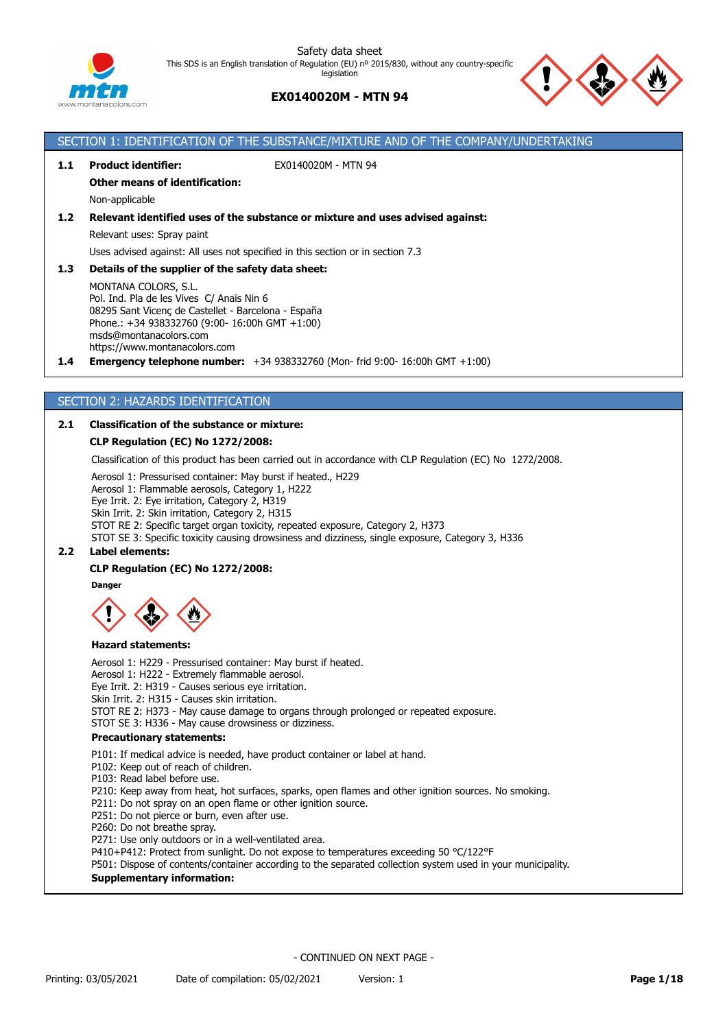Safety data sheet

This SDS is an English translation of Regulation (EU) nº 2015/830, without any country-specific legislation

**EX0140020M - MTN 94**

## SECTION 1: IDENTIFICATION OF THE SUBSTANCE/MIXTURE AND OF THE COMPANY/UNDERTAKING

**1.1 Product identifier:** EX0140020M - MTN 94

**Other means of identification:**

Non-applicable

**1.2 Relevant identified uses of the substance or mixture and uses advised against:**

Relevant uses: Spray paint

Uses advised against: All uses not specified in this section or in section 7.3

**1.3 Details of the supplier of the safety data sheet:**

MONTANA COLORS, S.L.
Pol. Ind. Pla de les Vives C/ Anaïs Nin 6
08295 Sant Vicenç de Castellet - Barcelona - España
Phone.: +34 938332760 (9:00- 16:00h GMT +1:00)
msds@montanacolors.com
https://www.montanacolors.com

**1.4 Emergency telephone number:** +34 938332760 (Mon- frid 9:00- 16:00h GMT +1:00)

## SECTION 2: HAZARDS IDENTIFICATION

**2.1 Classification of the substance or mixture:**

**CLP Regulation (EC) No 1272/2008:**

Classification of this product has been carried out in accordance with CLP Regulation (EC) No 1272/2008.

Aerosol 1: Pressurised container: May burst if heated., H229
Aerosol 1: Flammable aerosols, Category 1, H222
Eye Irrit. 2: Eye irritation, Category 2, H319
Skin Irrit. 2: Skin irritation, Category 2, H315
STOT RE 2: Specific target organ toxicity, repeated exposure, Category 2, H373
STOT SE 3: Specific toxicity causing drowsiness and dizziness, single exposure, Category 3, H336

**2.2 Label elements:**

**CLP Regulation (EC) No 1272/2008:**

**Danger**

**Hazard statements:**

Aerosol 1: H229 - Pressurised container: May burst if heated.
Aerosol 1: H222 - Extremely flammable aerosol.
Eye Irrit. 2: H319 - Causes serious eye irritation.
Skin Irrit. 2: H315 - Causes skin irritation.
STOT RE 2: H373 - May cause damage to organs through prolonged or repeated exposure.
STOT SE 3: H336 - May cause drowsiness or dizziness.

**Precautionary statements:**

P101: If medical advice is needed, have product container or label at hand.
P102: Keep out of reach of children.
P103: Read label before use.
P210: Keep away from heat, hot surfaces, sparks, open flames and other ignition sources. No smoking.
P211: Do not spray on an open flame or other ignition source.
P251: Do not pierce or burn, even after use.
P260: Do not breathe spray.
P271: Use only outdoors or in a well-ventilated area.
P410+P412: Protect from sunlight. Do not expose to temperatures exceeding 50 °C/122°F
P501: Dispose of contents/container according to the separated collection system used in your municipality.

**Supplementary information:**

- CONTINUED ON NEXT PAGE -

Printing: 03/05/2021 Date of compilation: 05/02/2021 Version: 1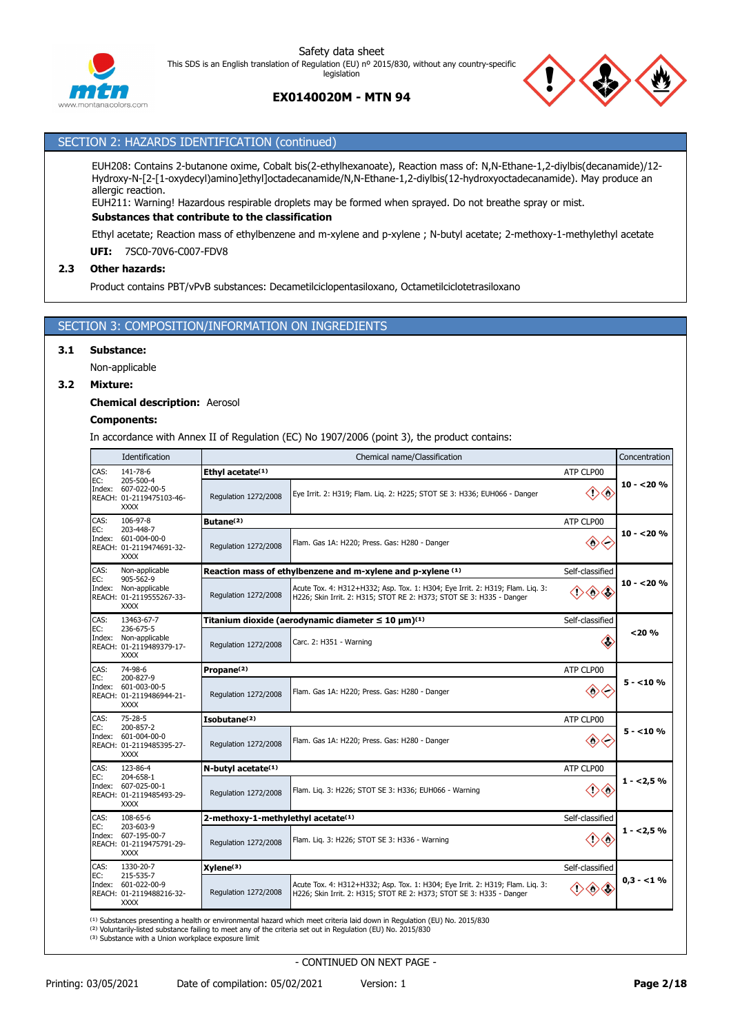## SECTION 2: HAZARDS IDENTIFICATION (continued)

EUH208: Contains 2-butanone oxime, Cobalt bis(2-ethylhexanoate), Reaction mass of: N,N-Ethane-1,2-diylbis(decanamide)/12-Hydroxy-N-[2-[1-oxydecyl)amino]ethyl]octadecanamide/N,N-Ethane-1,2-diylbis(12-hydroxyoctadecanamide). May produce an allergic reaction.

EUH211: Warning! Hazardous respirable droplets may be formed when sprayed. Do not breathe spray or mist.

**Substances that contribute to the classification**

Ethyl acetate; Reaction mass of ethylbenzene and m-xylene and p-xylene ; N-butyl acetate; 2-methoxy-1-methylethyl acetate

**UFI:** 7SC0-70V6-C007-FDV8

### 2.3 Other hazards:

Product contains PBT/vPvB substances: Decametilciclopentasiloxano, Octametilciclotetrasiloxano

## SECTION 3: COMPOSITION/INFORMATION ON INGREDIENTS

### 3.1 Substance:

Non-applicable

### 3.2 Mixture:

**Chemical description:** Aerosol

**Components:**

In accordance with Annex II of Regulation (EC) No 1907/2006 (point 3), the product contains:

| Identification | Chemical name/Classification | | | Concentration |
|---|---|---|---|---|
| CAS: 141-78-6<br>EC: 205-500-4<br>Index: 607-022-00-5<br>REACH: 01-2119475103-46-XXXX | **Ethyl acetate[(1)]** | | ATP CLP00 | 10 - <20 % |
| | Regulation 1272/2008 | Eye Irrit. 2: H319; Flam. Liq. 2: H225; STOT SE 3: H336; EUH066 - Danger | | |
| CAS: 106-97-8<br>EC: 203-448-7<br>Index: 601-004-00-0<br>REACH: 01-2119474691-32-XXXX | **Butane[(2)]** | | ATP CLP00 | 10 - <20 % |
| | Regulation 1272/2008 | Flam. Gas 1A: H220; Press. Gas: H280 - Danger | | |
| CAS: Non-applicable<br>EC: 905-562-9<br>Index: Non-applicable<br>REACH: 01-2119555267-33-XXXX | **Reaction mass of ethylbenzene and m-xylene and p-xylene [(1)]** | | Self-classified | 10 - <20 % |
| | Regulation 1272/2008 | Acute Tox. 4: H312+H332; Asp. Tox. 1: H304; Eye Irrit. 2: H319; Flam. Liq. 3: H226; Skin Irrit. 2: H315; STOT RE 2: H373; STOT SE 3: H335 - Danger | | |
| CAS: 13463-67-7<br>EC: 236-675-5<br>Index: Non-applicable<br>REACH: 01-2119489379-17-XXXX | **Titanium dioxide (aerodynamic diameter ≤ 10 µm)[(1)]** | | Self-classified | <20 % |
| | Regulation 1272/2008 | Carc. 2: H351 - Warning | | |
| CAS: 74-98-6<br>EC: 200-827-9<br>Index: 601-003-00-5<br>REACH: 01-2119486944-21-XXXX | **Propane[(2)]** | | ATP CLP00 | 5 - <10 % |
| | Regulation 1272/2008 | Flam. Gas 1A: H220; Press. Gas: H280 - Danger | | |
| CAS: 75-28-5<br>EC: 200-857-2<br>Index: 601-004-00-0<br>REACH: 01-2119485395-27-XXXX | **Isobutane[(2)]** | | ATP CLP00 | 5 - <10 % |
| | Regulation 1272/2008 | Flam. Gas 1A: H220; Press. Gas: H280 - Danger | | |
| CAS: 123-86-4<br>EC: 204-658-1<br>Index: 607-025-00-1<br>REACH: 01-2119485493-29-XXXX | **N-butyl acetate[(1)]** | | ATP CLP00 | 1 - <2,5 % |
| | Regulation 1272/2008 | Flam. Liq. 3: H226; STOT SE 3: H336; EUH066 - Warning | | |
| CAS: 108-65-6<br>EC: 203-603-9<br>Index: 607-195-00-7<br>REACH: 01-2119475791-29-XXXX | **2-methoxy-1-methylethyl acetate[(1)]** | | Self-classified | 1 - <2,5 % |
| | Regulation 1272/2008 | Flam. Liq. 3: H226; STOT SE 3: H336 - Warning | | |
| CAS: 1330-20-7<br>EC: 215-535-7<br>Index: 601-022-00-9<br>REACH: 01-2119488216-32-XXXX | **Xylene[(3)]** | | Self-classified | 0,3 - <1 % |
| | Regulation 1272/2008 | Acute Tox. 4: H312+H332; Asp. Tox. 1: H304; Eye Irrit. 2: H319; Flam. Liq. 3: H226; Skin Irrit. 2: H315; STOT RE 2: H373; STOT SE 3: H335 - Danger | | |

[(1)] Substances presenting a health or environmental hazard which meet criteria laid down in Regulation (EU) No. 2015/830
[(2)] Voluntarily-listed substance failing to meet any of the criteria set out in Regulation (EU) No. 2015/830
[(3)] Substance with a Union workplace exposure limit

- CONTINUED ON NEXT PAGE -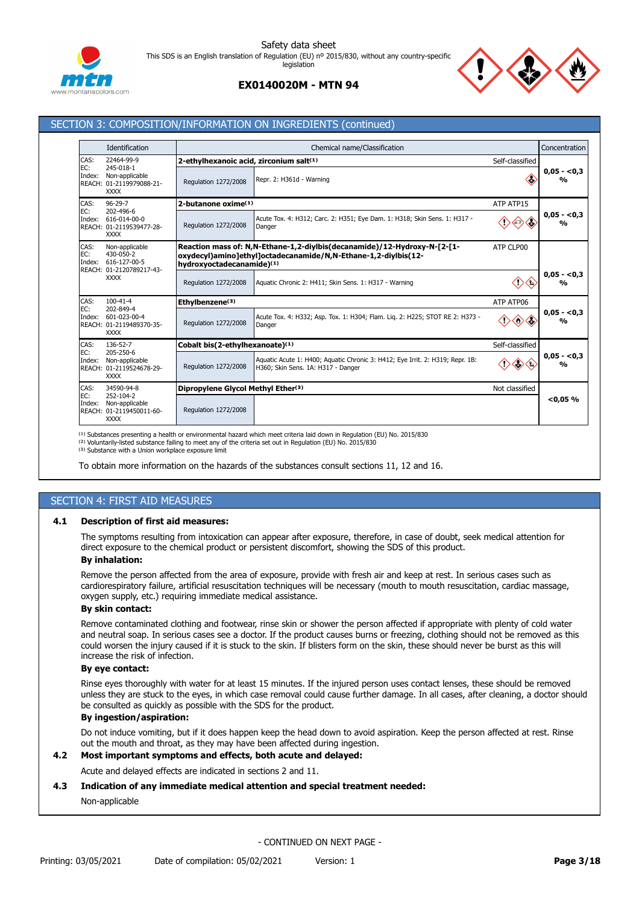## SECTION 3: COMPOSITION/INFORMATION ON INGREDIENTS (continued)

| Identification | Chemical name/Classification | | | Concentration |
|---|---|---|---|---|
| CAS: 22464-99-9<br>EC: 245-018-1<br>Index: Non-applicable<br>REACH: 01-2119979088-21-XXXX | **2-ethylhexanoic acid, zirconium salt[1]** | | Self-classified | 0,05 - <0,3 % |
| | Regulation 1272/2008 | Repr. 2: H361d - Warning | | |
| CAS: 96-29-7<br>EC: 202-496-6<br>Index: 616-014-00-0<br>REACH: 01-2119539477-28-XXXX | **2-butanone oxime[1]** | | ATP ATP15 | 0,05 - <0,3 % |
| | Regulation 1272/2008 | Acute Tox. 4: H312; Carc. 2: H351; Eye Dam. 1: H318; Skin Sens. 1: H317 - Danger | | |
| CAS: Non-applicable<br>EC: 430-050-2<br>Index: 616-127-00-5<br>REACH: 01-2120789217-43-XXXX | **Reaction mass of: N,N-Ethane-1,2-diylbis(decanamide)/12-Hydroxy-N-[2-[1-oxydecyl)amino]ethyl]octadecanamide/N,N-Ethane-1,2-diylbis(12-hydroxyoctadecanamide)[1]** | | ATP CLP00 | 0,05 - <0,3 % |
| | Regulation 1272/2008 | Aquatic Chronic 2: H411; Skin Sens. 1: H317 - Warning | | |
| CAS: 100-41-4<br>EC: 202-849-4<br>Index: 601-023-00-4<br>REACH: 01-2119489370-35-XXXX | **Ethylbenzene[3]** | | ATP ATP06 | 0,05 - <0,3 % |
| | Regulation 1272/2008 | Acute Tox. 4: H332; Asp. Tox. 1: H304; Flam. Liq. 2: H225; STOT RE 2: H373 - Danger | | |
| CAS: 136-52-7<br>EC: 205-250-6<br>Index: Non-applicable<br>REACH: 01-2119524678-29-XXXX | **Cobalt bis(2-ethylhexanoate)[1]** | | Self-classified | 0,05 - <0,3 % |
| | Regulation 1272/2008 | Aquatic Acute 1: H400; Aquatic Chronic 3: H412; Eye Irrit. 2: H319; Repr. 1B: H360; Skin Sens. 1A: H317 - Danger | | |
| CAS: 34590-94-8<br>EC: 252-104-2<br>Index: Non-applicable<br>REACH: 01-2119450011-60-XXXX | **Dipropylene Glycol Methyl Ether[3]** | | Not classified | <0,05 % |
| | Regulation 1272/2008 | | | |

[1] Substances presenting a health or environmental hazard which meet criteria laid down in Regulation (EU) No. 2015/830
[2] Voluntarily-listed substance failing to meet any of the criteria set out in Regulation (EU) No. 2015/830
[3] Substance with a Union workplace exposure limit

To obtain more information on the hazards of the substances consult sections 11, 12 and 16.

## SECTION 4: FIRST AID MEASURES

### 4.1 Description of first aid measures:

The symptoms resulting from intoxication can appear after exposure, therefore, in case of doubt, seek medical attention for direct exposure to the chemical product or persistent discomfort, showing the SDS of this product.

**By inhalation:**

Remove the person affected from the area of exposure, provide with fresh air and keep at rest. In serious cases such as cardiorespiratory failure, artificial resuscitation techniques will be necessary (mouth to mouth resuscitation, cardiac massage, oxygen supply, etc.) requiring immediate medical assistance.

**By skin contact:**

Remove contaminated clothing and footwear, rinse skin or shower the person affected if appropriate with plenty of cold water and neutral soap. In serious cases see a doctor. If the product causes burns or freezing, clothing should not be removed as this could worsen the injury caused if it is stuck to the skin. If blisters form on the skin, these should never be burst as this will increase the risk of infection.

**By eye contact:**

Rinse eyes thoroughly with water for at least 15 minutes. If the injured person uses contact lenses, these should be removed unless they are stuck to the eyes, in which case removal could cause further damage. In all cases, after cleaning, a doctor should be consulted as quickly as possible with the SDS for the product.

**By ingestion/aspiration:**

Do not induce vomiting, but if it does happen keep the head down to avoid aspiration. Keep the person affected at rest. Rinse out the mouth and throat, as they may have been affected during ingestion.

### 4.2 Most important symptoms and effects, both acute and delayed:

Acute and delayed effects are indicated in sections 2 and 11.

### 4.3 Indication of any immediate medical attention and special treatment needed:

Non-applicable

- CONTINUED ON NEXT PAGE -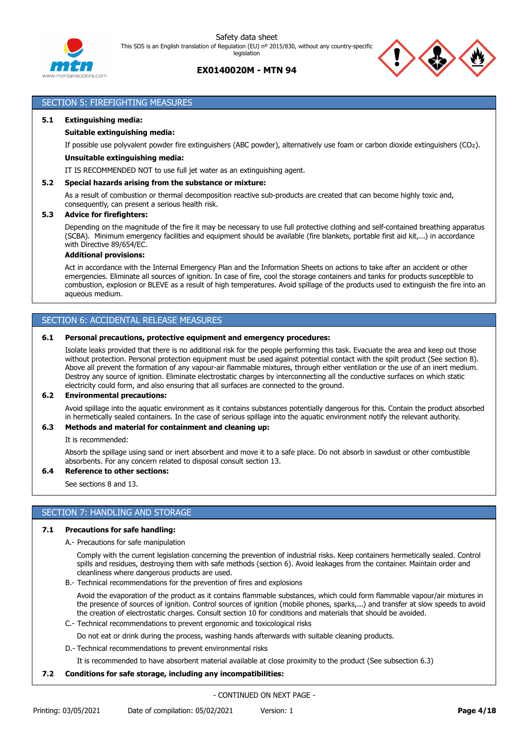## SECTION 5: FIREFIGHTING MEASURES

**5.1 Extinguishing media:**

**Suitable extinguishing media:**

If possible use polyvalent powder fire extinguishers (ABC powder), alternatively use foam or carbon dioxide extinguishers ($CO_2$).

**Unsuitable extinguishing media:**

IT IS RECOMMENDED NOT to use full jet water as an extinguishing agent.

**5.2 Special hazards arising from the substance or mixture:**

As a result of combustion or thermal decomposition reactive sub-products are created that can become highly toxic and, consequently, can present a serious health risk.

**5.3 Advice for firefighters:**

Depending on the magnitude of the fire it may be necessary to use full protective clothing and self-contained breathing apparatus (SCBA). Minimum emergency facilities and equipment should be available (fire blankets, portable first aid kit,...) in accordance with Directive 89/654/EC.

**Additional provisions:**

Act in accordance with the Internal Emergency Plan and the Information Sheets on actions to take after an accident or other emergencies. Eliminate all sources of ignition. In case of fire, cool the storage containers and tanks for products susceptible to combustion, explosion or BLEVE as a result of high temperatures. Avoid spillage of the products used to extinguish the fire into an aqueous medium.

## SECTION 6: ACCIDENTAL RELEASE MEASURES

**6.1 Personal precautions, protective equipment and emergency procedures:**

Isolate leaks provided that there is no additional risk for the people performing this task. Evacuate the area and keep out those without protection. Personal protection equipment must be used against potential contact with the spilt product (See section 8). Above all prevent the formation of any vapour-air flammable mixtures, through either ventilation or the use of an inert medium. Destroy any source of ignition. Eliminate electrostatic charges by interconnecting all the conductive surfaces on which static electricity could form, and also ensuring that all surfaces are connected to the ground.

**6.2 Environmental precautions:**

Avoid spillage into the aquatic environment as it contains substances potentially dangerous for this. Contain the product absorbed in hermetically sealed containers. In the case of serious spillage into the aquatic environment notify the relevant authority.

**6.3 Methods and material for containment and cleaning up:**

It is recommended:

Absorb the spillage using sand or inert absorbent and move it to a safe place. Do not absorb in sawdust or other combustible absorbents. For any concern related to disposal consult section 13.

**6.4 Reference to other sections:**

See sections 8 and 13.

## SECTION 7: HANDLING AND STORAGE

**7.1 Precautions for safe handling:**

A.- Precautions for safe manipulation

Comply with the current legislation concerning the prevention of industrial risks. Keep containers hermetically sealed. Control spills and residues, destroying them with safe methods (section 6). Avoid leakages from the container. Maintain order and cleanliness where dangerous products are used.

B.- Technical recommendations for the prevention of fires and explosions

Avoid the evaporation of the product as it contains flammable substances, which could form flammable vapour/air mixtures in the presence of sources of ignition. Control sources of ignition (mobile phones, sparks,...) and transfer at slow speeds to avoid the creation of electrostatic charges. Consult section 10 for conditions and materials that should be avoided.

C.- Technical recommendations to prevent ergonomic and toxicological risks

Do not eat or drink during the process, washing hands afterwards with suitable cleaning products.

D.- Technical recommendations to prevent environmental risks

It is recommended to have absorbent material available at close proximity to the product (See subsection 6.3)

**7.2 Conditions for safe storage, including any incompatibilities:**

- CONTINUED ON NEXT PAGE -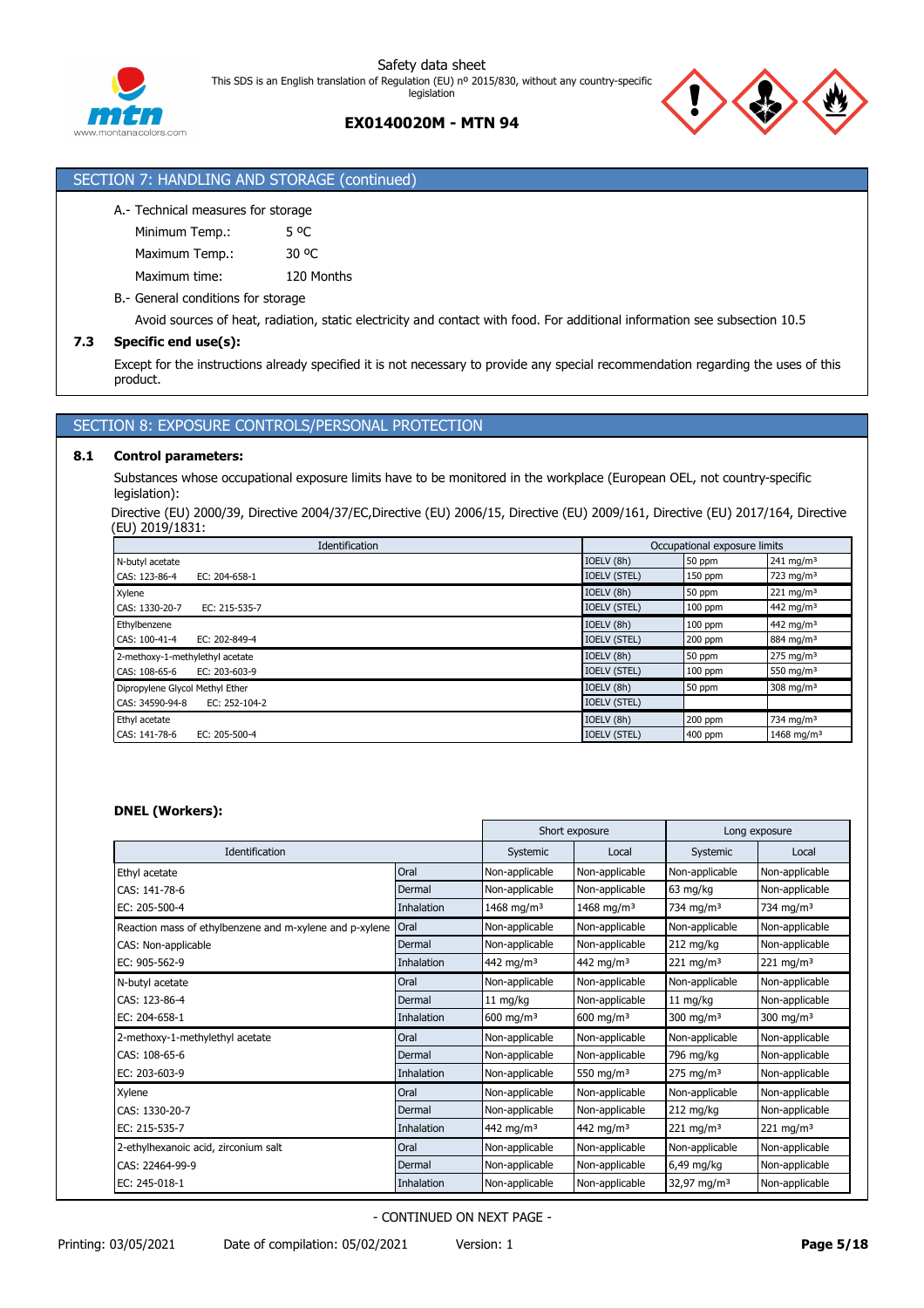## SECTION 7: HANDLING AND STORAGE (continued)

A.- Technical measures for storage

| | |
|---|---|
| Minimum Temp.: | 5 ºC |
| Maximum Temp.: | 30 ºC |
| Maximum time: | 120 Months |

B.- General conditions for storage

Avoid sources of heat, radiation, static electricity and contact with food. For additional information see subsection 10.5

### 7.3 Specific end use(s):

Except for the instructions already specified it is not necessary to provide any special recommendation regarding the uses of this product.

## SECTION 8: EXPOSURE CONTROLS/PERSONAL PROTECTION

### 8.1 Control parameters:

Substances whose occupational exposure limits have to be monitored in the workplace (European OEL, not country-specific legislation):

Directive (EU) 2000/39, Directive 2004/37/EC,Directive (EU) 2006/15, Directive (EU) 2009/161, Directive (EU) 2017/164, Directive (EU) 2019/1831:

| Identification | | Occupational exposure limits | | |
|---|---|---|---|---|
| N-butyl acetate | | IOELV (8h) | 50 ppm | 241 mg/m³ |
| CAS: 123-86-4 | EC: 204-658-1 | IOELV (STEL) | 150 ppm | 723 mg/m³ |
| Xylene | | IOELV (8h) | 50 ppm | 221 mg/m³ |
| CAS: 1330-20-7 | EC: 215-535-7 | IOELV (STEL) | 100 ppm | 442 mg/m³ |
| Ethylbenzene | | IOELV (8h) | 100 ppm | 442 mg/m³ |
| CAS: 100-41-4 | EC: 202-849-4 | IOELV (STEL) | 200 ppm | 884 mg/m³ |
| 2-methoxy-1-methylethyl acetate | | IOELV (8h) | 50 ppm | 275 mg/m³ |
| CAS: 108-65-6 | EC: 203-603-9 | IOELV (STEL) | 100 ppm | 550 mg/m³ |
| Dipropylene Glycol Methyl Ether | | IOELV (8h) | 50 ppm | 308 mg/m³ |
| CAS: 34590-94-8 | EC: 252-104-2 | IOELV (STEL) | | |
| Ethyl acetate | | IOELV (8h) | 200 ppm | 734 mg/m³ |
| CAS: 141-78-6 | EC: 205-500-4 | IOELV (STEL) | 400 ppm | 1468 mg/m³ |

**DNEL (Workers):**

| | | Short exposure | | Long exposure | |
|---|---|---|---|---|---|
| Identification | | Systemic | Local | Systemic | Local |
| Ethyl acetate | Oral | Non-applicable | Non-applicable | Non-applicable | Non-applicable |
| CAS: 141-78-6 | Dermal | Non-applicable | Non-applicable | 63 mg/kg | Non-applicable |
| EC: 205-500-4 | Inhalation | 1468 mg/m³ | 1468 mg/m³ | 734 mg/m³ | 734 mg/m³ |
| Reaction mass of ethylbenzene and m-xylene and p-xylene | Oral | Non-applicable | Non-applicable | Non-applicable | Non-applicable |
| CAS: Non-applicable | Dermal | Non-applicable | Non-applicable | 212 mg/kg | Non-applicable |
| EC: 905-562-9 | Inhalation | 442 mg/m³ | 442 mg/m³ | 221 mg/m³ | 221 mg/m³ |
| N-butyl acetate | Oral | Non-applicable | Non-applicable | Non-applicable | Non-applicable |
| CAS: 123-86-4 | Dermal | 11 mg/kg | Non-applicable | 11 mg/kg | Non-applicable |
| EC: 204-658-1 | Inhalation | 600 mg/m³ | 600 mg/m³ | 300 mg/m³ | 300 mg/m³ |
| 2-methoxy-1-methylethyl acetate | Oral | Non-applicable | Non-applicable | Non-applicable | Non-applicable |
| CAS: 108-65-6 | Dermal | Non-applicable | Non-applicable | 796 mg/kg | Non-applicable |
| EC: 203-603-9 | Inhalation | Non-applicable | 550 mg/m³ | 275 mg/m³ | Non-applicable |
| Xylene | Oral | Non-applicable | Non-applicable | Non-applicable | Non-applicable |
| CAS: 1330-20-7 | Dermal | Non-applicable | Non-applicable | 212 mg/kg | Non-applicable |
| EC: 215-535-7 | Inhalation | 442 mg/m³ | 442 mg/m³ | 221 mg/m³ | 221 mg/m³ |
| 2-ethylhexanoic acid, zirconium salt | Oral | Non-applicable | Non-applicable | Non-applicable | Non-applicable |
| CAS: 22464-99-9 | Dermal | Non-applicable | Non-applicable | 6,49 mg/kg | Non-applicable |
| EC: 245-018-1 | Inhalation | Non-applicable | Non-applicable | 32,97 mg/m³ | Non-applicable |

- CONTINUED ON NEXT PAGE -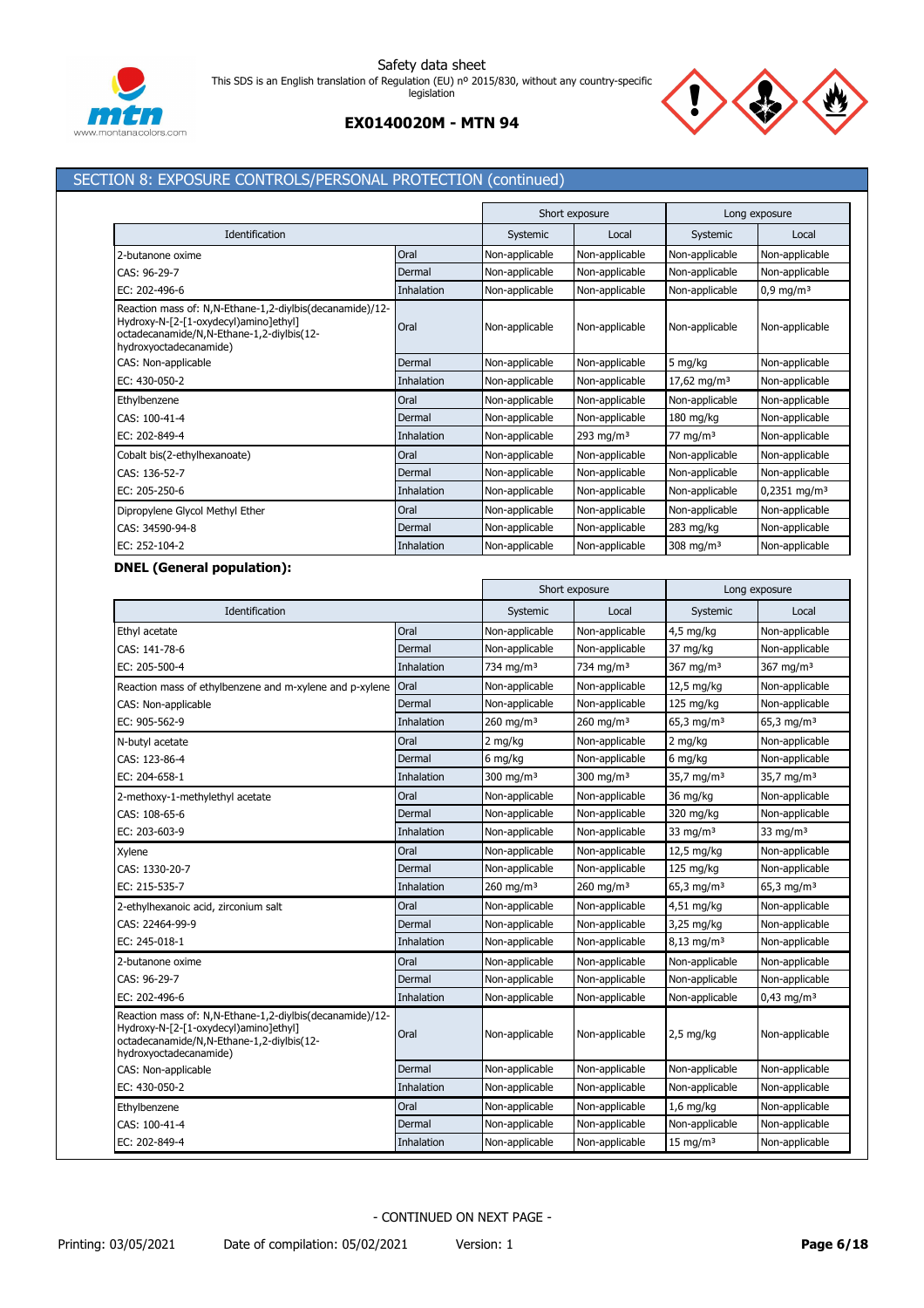## SECTION 8: EXPOSURE CONTROLS/PERSONAL PROTECTION (continued)

| Identification | | Short exposure | | Long exposure | |
|---|---|---|---|---|---|
| | | Systemic | Local | Systemic | Local |
| 2-butanone oxime | Oral | Non-applicable | Non-applicable | Non-applicable | Non-applicable |
| CAS: 96-29-7 | Dermal | Non-applicable | Non-applicable | Non-applicable | Non-applicable |
| EC: 202-496-6 | Inhalation | Non-applicable | Non-applicable | Non-applicable | 0,9 mg/m³ |
| Reaction mass of: N,N-Ethane-1,2-diylbis(decanamide)/12-Hydroxy-N-[2-[1-oxydecyl)amino]ethyl] octadecanamide/N,N-Ethane-1,2-diylbis(12-hydroxyoctadecanamide) | Oral | Non-applicable | Non-applicable | Non-applicable | Non-applicable |
| CAS: Non-applicable | Dermal | Non-applicable | Non-applicable | 5 mg/kg | Non-applicable |
| EC: 430-050-2 | Inhalation | Non-applicable | Non-applicable | 17,62 mg/m³ | Non-applicable |
| Ethylbenzene | Oral | Non-applicable | Non-applicable | Non-applicable | Non-applicable |
| CAS: 100-41-4 | Dermal | Non-applicable | Non-applicable | 180 mg/kg | Non-applicable |
| EC: 202-849-4 | Inhalation | Non-applicable | 293 mg/m³ | 77 mg/m³ | Non-applicable |
| Cobalt bis(2-ethylhexanoate) | Oral | Non-applicable | Non-applicable | Non-applicable | Non-applicable |
| CAS: 136-52-7 | Dermal | Non-applicable | Non-applicable | Non-applicable | Non-applicable |
| EC: 205-250-6 | Inhalation | Non-applicable | Non-applicable | Non-applicable | 0,2351 mg/m³ |
| Dipropylene Glycol Methyl Ether | Oral | Non-applicable | Non-applicable | Non-applicable | Non-applicable |
| CAS: 34590-94-8 | Dermal | Non-applicable | Non-applicable | 283 mg/kg | Non-applicable |
| EC: 252-104-2 | Inhalation | Non-applicable | Non-applicable | 308 mg/m³ | Non-applicable |

**DNEL (General population):**

| Identification | | Short exposure | | Long exposure | |
|---|---|---|---|---|---|
| | | Systemic | Local | Systemic | Local |
| Ethyl acetate | Oral | Non-applicable | Non-applicable | 4,5 mg/kg | Non-applicable |
| CAS: 141-78-6 | Dermal | Non-applicable | Non-applicable | 37 mg/kg | Non-applicable |
| EC: 205-500-4 | Inhalation | 734 mg/m³ | 734 mg/m³ | 367 mg/m³ | 367 mg/m³ |
| Reaction mass of ethylbenzene and m-xylene and p-xylene | Oral | Non-applicable | Non-applicable | 12,5 mg/kg | Non-applicable |
| CAS: Non-applicable | Dermal | Non-applicable | Non-applicable | 125 mg/kg | Non-applicable |
| EC: 905-562-9 | Inhalation | 260 mg/m³ | 260 mg/m³ | 65,3 mg/m³ | 65,3 mg/m³ |
| N-butyl acetate | Oral | 2 mg/kg | Non-applicable | 2 mg/kg | Non-applicable |
| CAS: 123-86-4 | Dermal | 6 mg/kg | Non-applicable | 6 mg/kg | Non-applicable |
| EC: 204-658-1 | Inhalation | 300 mg/m³ | 300 mg/m³ | 35,7 mg/m³ | 35,7 mg/m³ |
| 2-methoxy-1-methylethyl acetate | Oral | Non-applicable | Non-applicable | 36 mg/kg | Non-applicable |
| CAS: 108-65-6 | Dermal | Non-applicable | Non-applicable | 320 mg/kg | Non-applicable |
| EC: 203-603-9 | Inhalation | Non-applicable | Non-applicable | 33 mg/m³ | 33 mg/m³ |
| Xylene | Oral | Non-applicable | Non-applicable | 12,5 mg/kg | Non-applicable |
| CAS: 1330-20-7 | Dermal | Non-applicable | Non-applicable | 125 mg/kg | Non-applicable |
| EC: 215-535-7 | Inhalation | 260 mg/m³ | 260 mg/m³ | 65,3 mg/m³ | 65,3 mg/m³ |
| 2-ethylhexanoic acid, zirconium salt | Oral | Non-applicable | Non-applicable | 4,51 mg/kg | Non-applicable |
| CAS: 22464-99-9 | Dermal | Non-applicable | Non-applicable | 3,25 mg/kg | Non-applicable |
| EC: 245-018-1 | Inhalation | Non-applicable | Non-applicable | 8,13 mg/m³ | Non-applicable |
| 2-butanone oxime | Oral | Non-applicable | Non-applicable | Non-applicable | Non-applicable |
| CAS: 96-29-7 | Dermal | Non-applicable | Non-applicable | Non-applicable | Non-applicable |
| EC: 202-496-6 | Inhalation | Non-applicable | Non-applicable | Non-applicable | 0,43 mg/m³ |
| Reaction mass of: N,N-Ethane-1,2-diylbis(decanamide)/12-Hydroxy-N-[2-[1-oxydecyl)amino]ethyl] octadecanamide/N,N-Ethane-1,2-diylbis(12-hydroxyoctadecanamide) | Oral | Non-applicable | Non-applicable | 2,5 mg/kg | Non-applicable |
| CAS: Non-applicable | Dermal | Non-applicable | Non-applicable | Non-applicable | Non-applicable |
| EC: 430-050-2 | Inhalation | Non-applicable | Non-applicable | Non-applicable | Non-applicable |
| Ethylbenzene | Oral | Non-applicable | Non-applicable | 1,6 mg/kg | Non-applicable |
| CAS: 100-41-4 | Dermal | Non-applicable | Non-applicable | Non-applicable | Non-applicable |
| EC: 202-849-4 | Inhalation | Non-applicable | Non-applicable | 15 mg/m³ | Non-applicable |

- CONTINUED ON NEXT PAGE -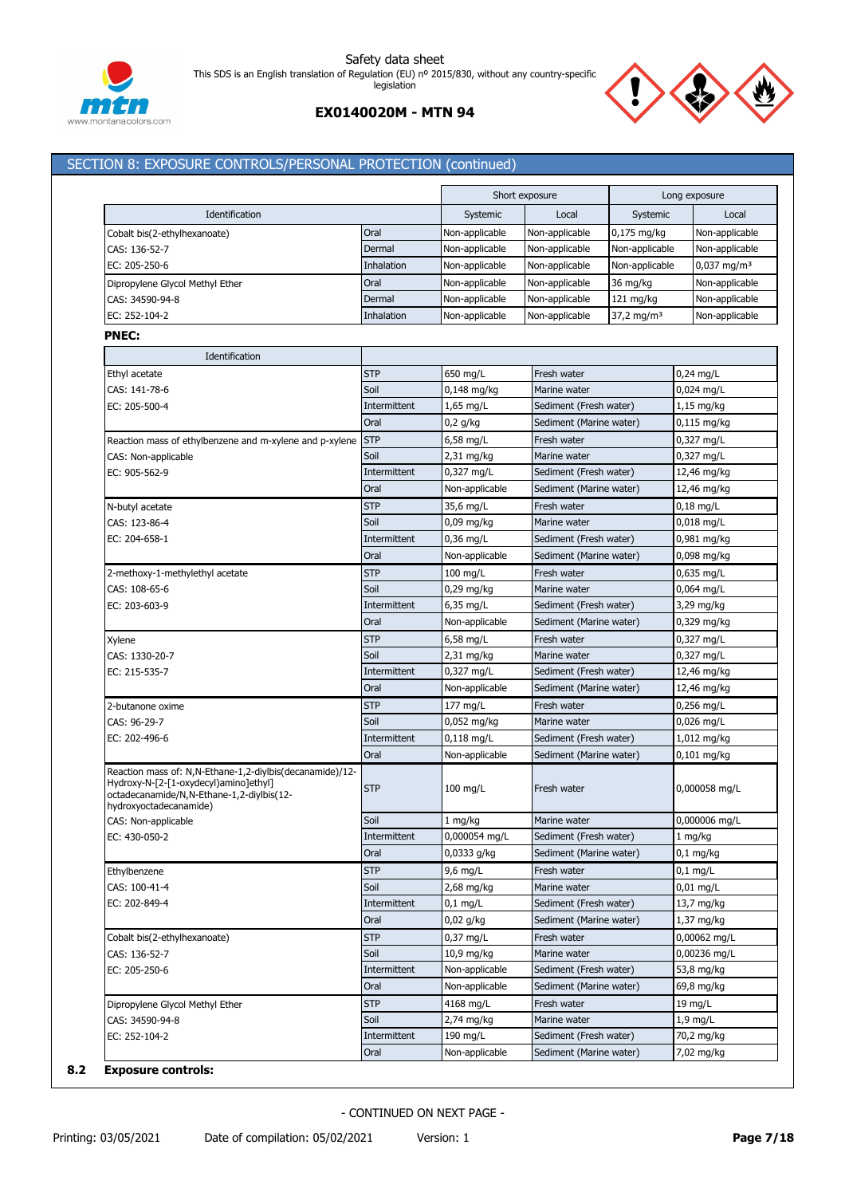## SECTION 8: EXPOSURE CONTROLS/PERSONAL PROTECTION (continued)

| Identification | | Short exposure | | Long exposure | |
|---|---|---|---|---|---|
| | | Systemic | Local | Systemic | Local |
| Cobalt bis(2-ethylhexanoate) | Oral | Non-applicable | Non-applicable | 0,175 mg/kg | Non-applicable |
| CAS: 136-52-7 | Dermal | Non-applicable | Non-applicable | Non-applicable | Non-applicable |
| EC: 205-250-6 | Inhalation | Non-applicable | Non-applicable | Non-applicable | 0,037 mg/m³ |
| Dipropylene Glycol Methyl Ether | Oral | Non-applicable | Non-applicable | 36 mg/kg | Non-applicable |
| CAS: 34590-94-8 | Dermal | Non-applicable | Non-applicable | 121 mg/kg | Non-applicable |
| EC: 252-104-2 | Inhalation | Non-applicable | Non-applicable | 37,2 mg/m³ | Non-applicable |

**PNEC:**

| Identification | | | | |
|---|---|---|---|---|
| Ethyl acetate | STP | 650 mg/L | Fresh water | 0,24 mg/L |
| CAS: 141-78-6 | Soil | 0,148 mg/kg | Marine water | 0,024 mg/L |
| EC: 205-500-4 | Intermittent | 1,65 mg/L | Sediment (Fresh water) | 1,15 mg/kg |
| | Oral | 0,2 g/kg | Sediment (Marine water) | 0,115 mg/kg |
| Reaction mass of ethylbenzene and m-xylene and p-xylene | STP | 6,58 mg/L | Fresh water | 0,327 mg/L |
| CAS: Non-applicable | Soil | 2,31 mg/kg | Marine water | 0,327 mg/L |
| EC: 905-562-9 | Intermittent | 0,327 mg/L | Sediment (Fresh water) | 12,46 mg/kg |
| | Oral | Non-applicable | Sediment (Marine water) | 12,46 mg/kg |
| N-butyl acetate | STP | 35,6 mg/L | Fresh water | 0,18 mg/L |
| CAS: 123-86-4 | Soil | 0,09 mg/kg | Marine water | 0,018 mg/L |
| EC: 204-658-1 | Intermittent | 0,36 mg/L | Sediment (Fresh water) | 0,981 mg/kg |
| | Oral | Non-applicable | Sediment (Marine water) | 0,098 mg/kg |
| 2-methoxy-1-methylethyl acetate | STP | 100 mg/L | Fresh water | 0,635 mg/L |
| CAS: 108-65-6 | Soil | 0,29 mg/kg | Marine water | 0,064 mg/L |
| EC: 203-603-9 | Intermittent | 6,35 mg/L | Sediment (Fresh water) | 3,29 mg/kg |
| | Oral | Non-applicable | Sediment (Marine water) | 0,329 mg/kg |
| Xylene | STP | 6,58 mg/L | Fresh water | 0,327 mg/L |
| CAS: 1330-20-7 | Soil | 2,31 mg/kg | Marine water | 0,327 mg/L |
| EC: 215-535-7 | Intermittent | 0,327 mg/L | Sediment (Fresh water) | 12,46 mg/kg |
| | Oral | Non-applicable | Sediment (Marine water) | 12,46 mg/kg |
| 2-butanone oxime | STP | 177 mg/L | Fresh water | 0,256 mg/L |
| CAS: 96-29-7 | Soil | 0,052 mg/kg | Marine water | 0,026 mg/L |
| EC: 202-496-6 | Intermittent | 0,118 mg/L | Sediment (Fresh water) | 1,012 mg/kg |
| | Oral | Non-applicable | Sediment (Marine water) | 0,101 mg/kg |
| Reaction mass of: N,N-Ethane-1,2-diylbis(decanamide)/12-Hydroxy-N-[2-[1-oxydecyl)amino]ethyl]octadecanamide/N,N-Ethane-1,2-diylbis(12-hydroxyoctadecanamide) | STP | 100 mg/L | Fresh water | 0,000058 mg/L |
| CAS: Non-applicable | Soil | 1 mg/kg | Marine water | 0,000006 mg/L |
| EC: 430-050-2 | Intermittent | 0,000054 mg/L | Sediment (Fresh water) | 1 mg/kg |
| | Oral | 0,0333 g/kg | Sediment (Marine water) | 0,1 mg/kg |
| Ethylbenzene | STP | 9,6 mg/L | Fresh water | 0,1 mg/L |
| CAS: 100-41-4 | Soil | 2,68 mg/kg | Marine water | 0,01 mg/L |
| EC: 202-849-4 | Intermittent | 0,1 mg/L | Sediment (Fresh water) | 13,7 mg/kg |
| | Oral | 0,02 g/kg | Sediment (Marine water) | 1,37 mg/kg |
| Cobalt bis(2-ethylhexanoate) | STP | 0,37 mg/L | Fresh water | 0,00062 mg/L |
| CAS: 136-52-7 | Soil | 10,9 mg/kg | Marine water | 0,00236 mg/L |
| EC: 205-250-6 | Intermittent | Non-applicable | Sediment (Fresh water) | 53,8 mg/kg |
| | Oral | Non-applicable | Sediment (Marine water) | 69,8 mg/kg |
| Dipropylene Glycol Methyl Ether | STP | 4168 mg/L | Fresh water | 19 mg/L |
| CAS: 34590-94-8 | Soil | 2,74 mg/kg | Marine water | 1,9 mg/L |
| EC: 252-104-2 | Intermittent | 190 mg/L | Sediment (Fresh water) | 70,2 mg/kg |
| | Oral | Non-applicable | Sediment (Marine water) | 7,02 mg/kg |

**8.2 Exposure controls:**

- CONTINUED ON NEXT PAGE -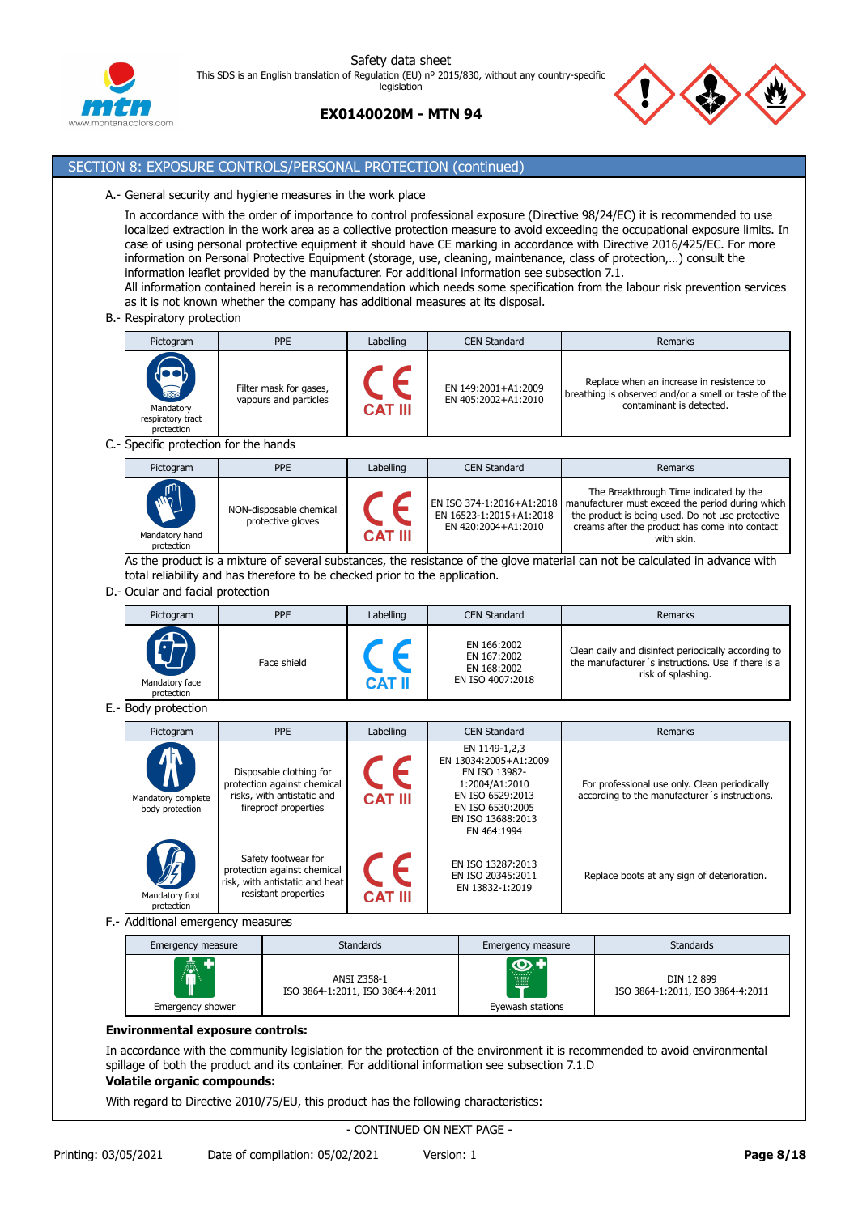## SECTION 8: EXPOSURE CONTROLS/PERSONAL PROTECTION (continued)

A.- General security and hygiene measures in the work place

In accordance with the order of importance to control professional exposure (Directive 98/24/EC) it is recommended to use localized extraction in the work area as a collective protection measure to avoid exceeding the occupational exposure limits. In case of using personal protective equipment it should have CE marking in accordance with Directive 2016/425/EC. For more information on Personal Protective Equipment (storage, use, cleaning, maintenance, class of protection,…) consult the information leaflet provided by the manufacturer. For additional information see subsection 7.1.
All information contained herein is a recommendation which needs some specification from the labour risk prevention services as it is not known whether the company has additional measures at its disposal.

B.- Respiratory protection

| Pictogram | PPE | Labelling | CEN Standard | Remarks |
|---|---|---|---|---|
| Mandatory respiratory tract protection | Filter mask for gases, vapours and particles | CE CAT III | EN 149:2001+A1:2009<br>EN 405:2002+A1:2010 | Replace when an increase in resistence to breathing is observed and/or a smell or taste of the contaminant is detected. |

C.- Specific protection for the hands

| Pictogram | PPE | Labelling | CEN Standard | Remarks |
|---|---|---|---|---|
| Mandatory hand protection | NON-disposable chemical protective gloves | CE CAT III | EN ISO 374-1:2016+A1:2018<br>EN 16523-1:2015+A1:2018<br>EN 420:2004+A1:2010 | The Breakthrough Time indicated by the manufacturer must exceed the period during which the product is being used. Do not use protective creams after the product has come into contact with skin. |

As the product is a mixture of several substances, the resistance of the glove material can not be calculated in advance with total reliability and has therefore to be checked prior to the application.

D.- Ocular and facial protection

| Pictogram | PPE | Labelling | CEN Standard | Remarks |
|---|---|---|---|---|
| Mandatory face protection | Face shield | CE CAT II | EN 166:2002<br>EN 167:2002<br>EN 168:2002<br>EN ISO 4007:2018 | Clean daily and disinfect periodically according to the manufacturer´s instructions. Use if there is a risk of splashing. |

E.- Body protection

| Pictogram | PPE | Labelling | CEN Standard | Remarks |
|---|---|---|---|---|
| Mandatory complete body protection | Disposable clothing for protection against chemical risks, with antistatic and fireproof properties | CE CAT III | EN 1149-1,2,3<br>EN 13034:2005+A1:2009<br>EN ISO 13982-1:2004/A1:2010<br>EN ISO 6529:2013<br>EN ISO 6530:2005<br>EN ISO 13688:2013<br>EN 464:1994 | For professional use only. Clean periodically according to the manufacturer´s instructions. |
| Mandatory foot protection | Safety footwear for protection against chemical risk, with antistatic and heat resistant properties | CE CAT III | EN ISO 13287:2013<br>EN ISO 20345:2011<br>EN 13832-1:2019 | Replace boots at any sign of deterioration. |

F.- Additional emergency measures

| Emergency measure | Standards | Emergency measure | Standards |
|---|---|---|---|
| Emergency shower | ANSI Z358-1<br>ISO 3864-1:2011, ISO 3864-4:2011 | Eyewash stations | DIN 12 899<br>ISO 3864-1:2011, ISO 3864-4:2011 |

**Environmental exposure controls:**

In accordance with the community legislation for the protection of the environment it is recommended to avoid environmental spillage of both the product and its container. For additional information see subsection 7.1.D

**Volatile organic compounds:**

With regard to Directive 2010/75/EU, this product has the following characteristics:

- CONTINUED ON NEXT PAGE -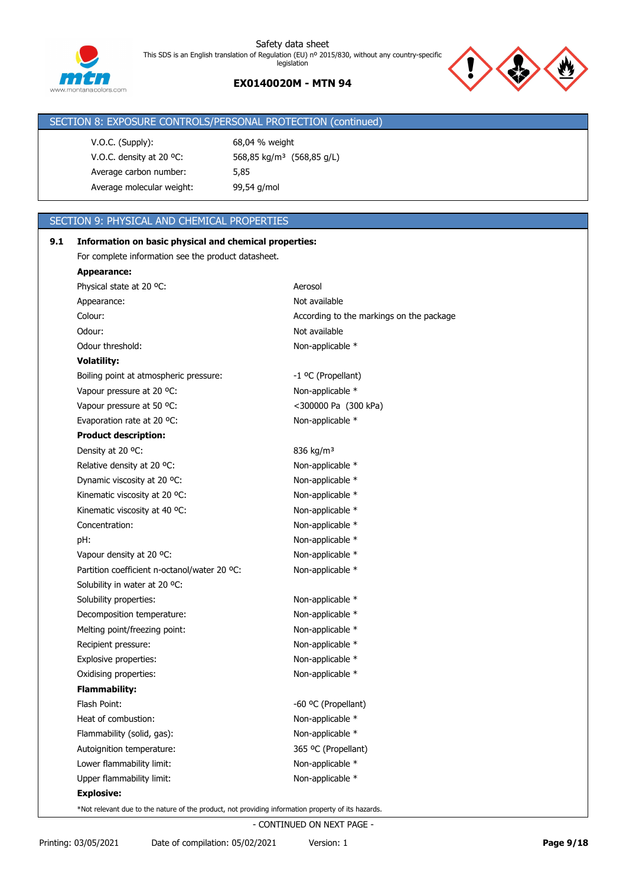## SECTION 8: EXPOSURE CONTROLS/PERSONAL PROTECTION (continued)

| | |
|---|---|
| V.O.C. (Supply): | 68,04 % weight |
| V.O.C. density at 20 ºC: | 568,85 kg/m³ (568,85 g/L) |
| Average carbon number: | 5,85 |
| Average molecular weight: | 99,54 g/mol |

## SECTION 9: PHYSICAL AND CHEMICAL PROPERTIES

### 9.1 Information on basic physical and chemical properties:

For complete information see the product datasheet.

**Appearance:**

| | |
|---|---|
| Physical state at 20 ºC: | Aerosol |
| Appearance: | Not available |
| Colour: | According to the markings on the package |
| Odour: | Not available |
| Odour threshold: | Non-applicable * |

**Volatility:**

| | |
|---|---|
| Boiling point at atmospheric pressure: | -1 ºC (Propellant) |
| Vapour pressure at 20 ºC: | Non-applicable * |
| Vapour pressure at 50 ºC: | <300000 Pa (300 kPa) |
| Evaporation rate at 20 ºC: | Non-applicable * |

**Product description:**

| | |
|---|---|
| Density at 20 ºC: | 836 kg/m³ |
| Relative density at 20 ºC: | Non-applicable * |
| Dynamic viscosity at 20 ºC: | Non-applicable * |
| Kinematic viscosity at 20 ºC: | Non-applicable * |
| Kinematic viscosity at 40 ºC: | Non-applicable * |
| Concentration: | Non-applicable * |
| pH: | Non-applicable * |
| Vapour density at 20 ºC: | Non-applicable * |
| Partition coefficient n-octanol/water 20 ºC: | Non-applicable * |
| Solubility in water at 20 ºC: | |
| Solubility properties: | Non-applicable * |
| Decomposition temperature: | Non-applicable * |
| Melting point/freezing point: | Non-applicable * |
| Recipient pressure: | Non-applicable * |
| Explosive properties: | Non-applicable * |
| Oxidising properties: | Non-applicable * |

**Flammability:**

| | |
|---|---|
| Flash Point: | -60 ºC (Propellant) |
| Heat of combustion: | Non-applicable * |
| Flammability (solid, gas): | Non-applicable * |
| Autoignition temperature: | 365 ºC (Propellant) |
| Lower flammability limit: | Non-applicable * |
| Upper flammability limit: | Non-applicable * |

**Explosive:**

*Not relevant due to the nature of the product, not providing information property of its hazards.

- CONTINUED ON NEXT PAGE -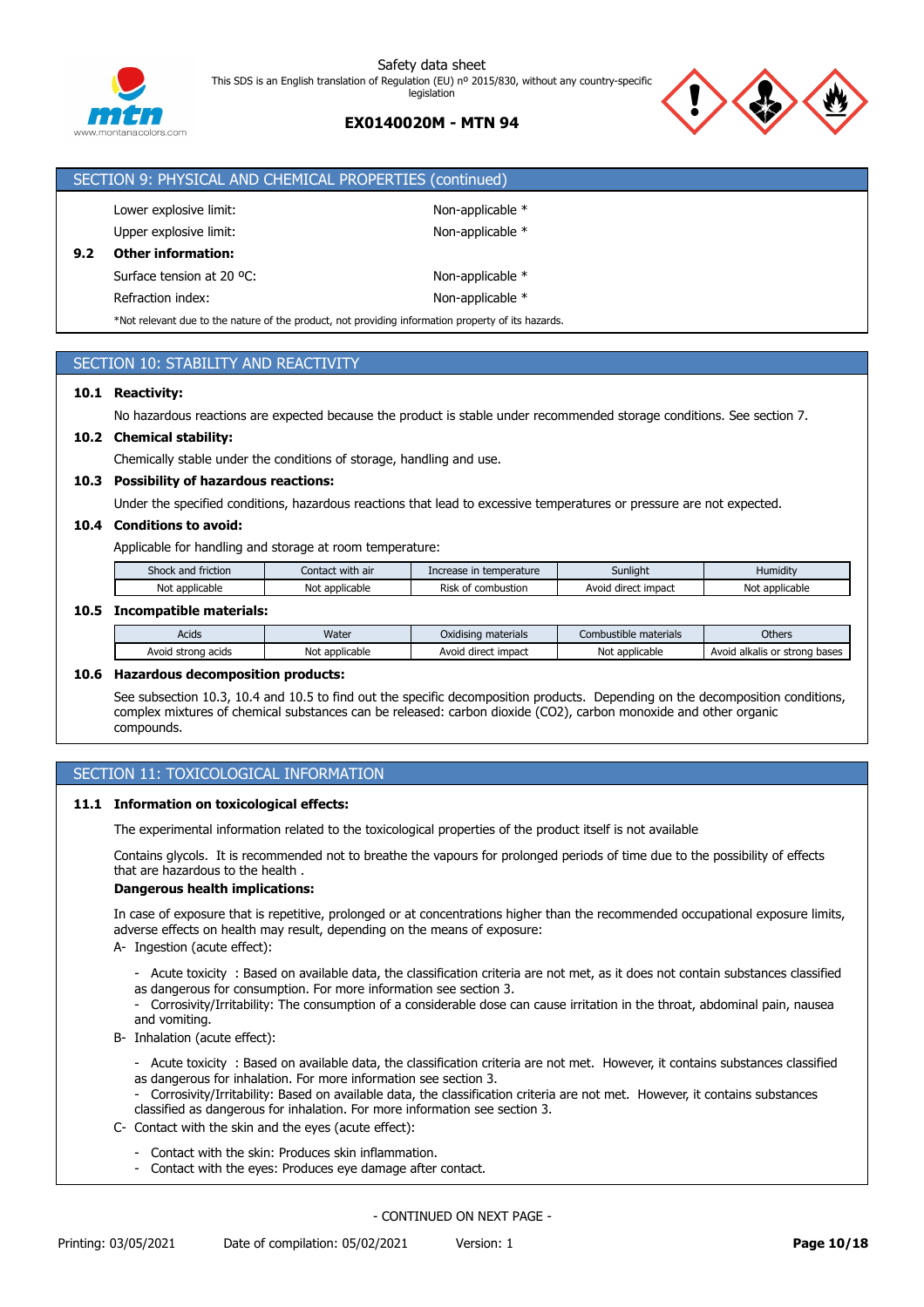## SECTION 9: PHYSICAL AND CHEMICAL PROPERTIES (continued)

| | |
|---|---|
| Lower explosive limit: | Non-applicable * |
| Upper explosive limit: | Non-applicable * |

**9.2 Other information:**

| | |
|---|---|
| Surface tension at 20 ºC: | Non-applicable * |
| Refraction index: | Non-applicable * |

*Not relevant due to the nature of the product, not providing information property of its hazards.

## SECTION 10: STABILITY AND REACTIVITY

**10.1 Reactivity:**

No hazardous reactions are expected because the product is stable under recommended storage conditions. See section 7.

**10.2 Chemical stability:**

Chemically stable under the conditions of storage, handling and use.

**10.3 Possibility of hazardous reactions:**

Under the specified conditions, hazardous reactions that lead to excessive temperatures or pressure are not expected.

**10.4 Conditions to avoid:**

Applicable for handling and storage at room temperature:

| Shock and friction | Contact with air | Increase in temperature | Sunlight | Humidity |
|---|---|---|---|---|
| Not applicable | Not applicable | Risk of combustion | Avoid direct impact | Not applicable |

**10.5 Incompatible materials:**

| Acids | Water | Oxidising materials | Combustible materials | Others |
|---|---|---|---|---|
| Avoid strong acids | Not applicable | Avoid direct impact | Not applicable | Avoid alkalis or strong bases |

**10.6 Hazardous decomposition products:**

See subsection 10.3, 10.4 and 10.5 to find out the specific decomposition products. Depending on the decomposition conditions, complex mixtures of chemical substances can be released: carbon dioxide ($CO_2$), carbon monoxide and other organic compounds.

## SECTION 11: TOXICOLOGICAL INFORMATION

**11.1 Information on toxicological effects:**

The experimental information related to the toxicological properties of the product itself is not available

Contains glycols. It is recommended not to breathe the vapours for prolonged periods of time due to the possibility of effects that are hazardous to the health .

**Dangerous health implications:**

In case of exposure that is repetitive, prolonged or at concentrations higher than the recommended occupational exposure limits, adverse effects on health may result, depending on the means of exposure:

A- Ingestion (acute effect):

- Acute toxicity : Based on available data, the classification criteria are not met, as it does not contain substances classified as dangerous for consumption. For more information see section 3.
- Corrosivity/Irritability: The consumption of a considerable dose can cause irritation in the throat, abdominal pain, nausea and vomiting.

B- Inhalation (acute effect):

- Acute toxicity : Based on available data, the classification criteria are not met. However, it contains substances classified as dangerous for inhalation. For more information see section 3.
- Corrosivity/Irritability: Based on available data, the classification criteria are not met. However, it contains substances classified as dangerous for inhalation. For more information see section 3.

C- Contact with the skin and the eyes (acute effect):

- Contact with the skin: Produces skin inflammation.
- Contact with the eyes: Produces eye damage after contact.

- CONTINUED ON NEXT PAGE -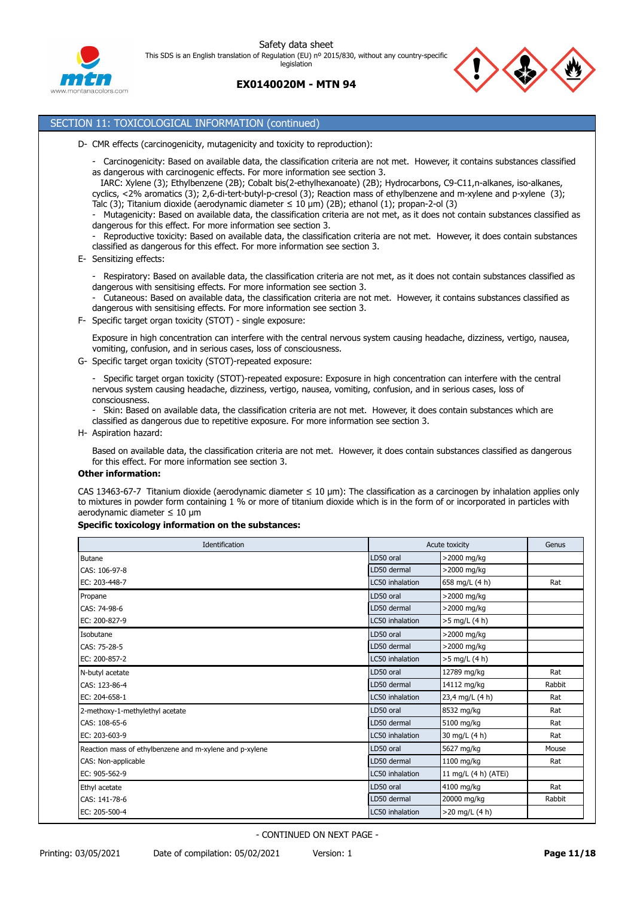## SECTION 11: TOXICOLOGICAL INFORMATION (continued)

D- CMR effects (carcinogenicity, mutagenicity and toxicity to reproduction):

- Carcinogenicity: Based on available data, the classification criteria are not met. However, it contains substances classified as dangerous with carcinogenic effects. For more information see section 3.
  IARC: Xylene (3); Ethylbenzene (2B); Cobalt bis(2-ethylhexanoate) (2B); Hydrocarbons, C9-C11,n-alkanes, iso-alkanes, cyclics, <2% aromatics (3); 2,6-di-tert-butyl-p-cresol (3); Reaction mass of ethylbenzene and m-xylene and p-xylene (3); Talc (3); Titanium dioxide (aerodynamic diameter ≤ 10 µm) (2B); ethanol (1); propan-2-ol (3)
- Mutagenicity: Based on available data, the classification criteria are not met, as it does not contain substances classified as dangerous for this effect. For more information see section 3.
- Reproductive toxicity: Based on available data, the classification criteria are not met. However, it does contain substances classified as dangerous for this effect. For more information see section 3.

E- Sensitizing effects:

- Respiratory: Based on available data, the classification criteria are not met, as it does not contain substances classified as dangerous with sensitising effects. For more information see section 3.
- Cutaneous: Based on available data, the classification criteria are not met. However, it contains substances classified as dangerous with sensitising effects. For more information see section 3.

F- Specific target organ toxicity (STOT) - single exposure:

Exposure in high concentration can interfere with the central nervous system causing headache, dizziness, vertigo, nausea, vomiting, confusion, and in serious cases, loss of consciousness.

G- Specific target organ toxicity (STOT)-repeated exposure:

- Specific target organ toxicity (STOT)-repeated exposure: Exposure in high concentration can interfere with the central nervous system causing headache, dizziness, vertigo, nausea, vomiting, confusion, and in serious cases, loss of consciousness.
- Skin: Based on available data, the classification criteria are not met. However, it does contain substances which are classified as dangerous due to repetitive exposure. For more information see section 3.

H- Aspiration hazard:

Based on available data, the classification criteria are not met. However, it does contain substances classified as dangerous for this effect. For more information see section 3.

**Other information:**

CAS 13463-67-7 Titanium dioxide (aerodynamic diameter ≤ 10 µm): The classification as a carcinogen by inhalation applies only to mixtures in powder form containing 1 % or more of titanium dioxide which is in the form of or incorporated in particles with aerodynamic diameter ≤ 10 µm

**Specific toxicology information on the substances:**

| Identification | Acute toxicity | | Genus |
|---|---|---|---|
| Butane | LD50 oral | >2000 mg/kg | |
| CAS: 106-97-8 | LD50 dermal | >2000 mg/kg | |
| EC: 203-448-7 | LC50 inhalation | 658 mg/L (4 h) | Rat |
| Propane | LD50 oral | >2000 mg/kg | |
| CAS: 74-98-6 | LD50 dermal | >2000 mg/kg | |
| EC: 200-827-9 | LC50 inhalation | >5 mg/L (4 h) | |
| Isobutane | LD50 oral | >2000 mg/kg | |
| CAS: 75-28-5 | LD50 dermal | >2000 mg/kg | |
| EC: 200-857-2 | LC50 inhalation | >5 mg/L (4 h) | |
| N-butyl acetate | LD50 oral | 12789 mg/kg | Rat |
| CAS: 123-86-4 | LD50 dermal | 14112 mg/kg | Rabbit |
| EC: 204-658-1 | LC50 inhalation | 23,4 mg/L (4 h) | Rat |
| 2-methoxy-1-methylethyl acetate | LD50 oral | 8532 mg/kg | Rat |
| CAS: 108-65-6 | LD50 dermal | 5100 mg/kg | Rat |
| EC: 203-603-9 | LC50 inhalation | 30 mg/L (4 h) | Rat |
| Reaction mass of ethylbenzene and m-xylene and p-xylene | LD50 oral | 5627 mg/kg | Mouse |
| CAS: Non-applicable | LD50 dermal | 1100 mg/kg | Rat |
| EC: 905-562-9 | LC50 inhalation | 11 mg/L (4 h) (ATEi) | |
| Ethyl acetate | LD50 oral | 4100 mg/kg | Rat |
| CAS: 141-78-6 | LD50 dermal | 20000 mg/kg | Rabbit |
| EC: 205-500-4 | LC50 inhalation | >20 mg/L (4 h) | |

- CONTINUED ON NEXT PAGE -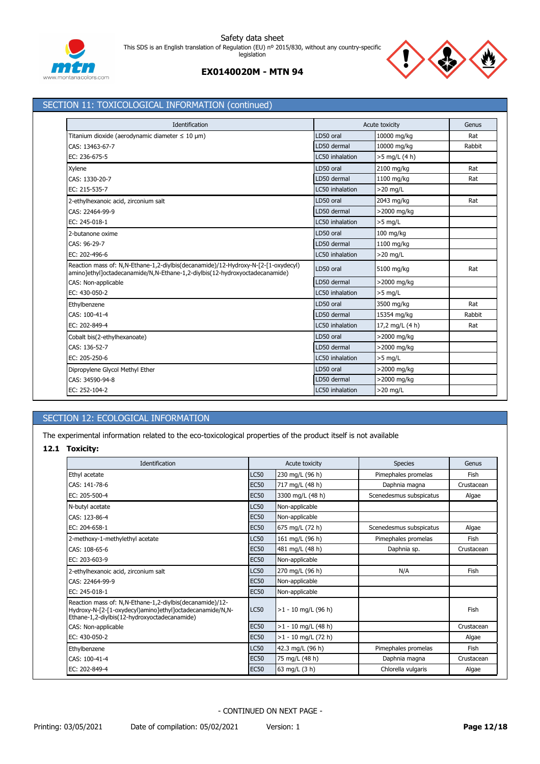## SECTION 11: TOXICOLOGICAL INFORMATION (continued)

| Identification | Acute toxicity | | Genus |
|---|---|---|---|
| Titanium dioxide (aerodynamic diameter ≤ 10 μm) | LD50 oral | 10000 mg/kg | Rat |
| CAS: 13463-67-7 | LD50 dermal | 10000 mg/kg | Rabbit |
| EC: 236-675-5 | LC50 inhalation | >5 mg/L (4 h) | |
| Xylene | LD50 oral | 2100 mg/kg | Rat |
| CAS: 1330-20-7 | LD50 dermal | 1100 mg/kg | Rat |
| EC: 215-535-7 | LC50 inhalation | >20 mg/L | |
| 2-ethylhexanoic acid, zirconium salt | LD50 oral | 2043 mg/kg | Rat |
| CAS: 22464-99-9 | LD50 dermal | >2000 mg/kg | |
| EC: 245-018-1 | LC50 inhalation | >5 mg/L | |
| 2-butanone oxime | LD50 oral | 100 mg/kg | |
| CAS: 96-29-7 | LD50 dermal | 1100 mg/kg | |
| EC: 202-496-6 | LC50 inhalation | >20 mg/L | |
| Reaction mass of: N,N-Ethane-1,2-diylbis(decanamide)/12-Hydroxy-N-[2-[1-oxydecyl) amino]ethyl]octadecanamide/N,N-Ethane-1,2-diylbis(12-hydroxyoctadecanamide) | LD50 oral | 5100 mg/kg | Rat |
| CAS: Non-applicable | LD50 dermal | >2000 mg/kg | |
| EC: 430-050-2 | LC50 inhalation | >5 mg/L | |
| Ethylbenzene | LD50 oral | 3500 mg/kg | Rat |
| CAS: 100-41-4 | LD50 dermal | 15354 mg/kg | Rabbit |
| EC: 202-849-4 | LC50 inhalation | 17,2 mg/L (4 h) | Rat |
| Cobalt bis(2-ethylhexanoate) | LD50 oral | >2000 mg/kg | |
| CAS: 136-52-7 | LD50 dermal | >2000 mg/kg | |
| EC: 205-250-6 | LC50 inhalation | >5 mg/L | |
| Dipropylene Glycol Methyl Ether | LD50 oral | >2000 mg/kg | |
| CAS: 34590-94-8 | LD50 dermal | >2000 mg/kg | |
| EC: 252-104-2 | LC50 inhalation | >20 mg/L | |

## SECTION 12: ECOLOGICAL INFORMATION

The experimental information related to the eco-toxicological properties of the product itself is not available

### 12.1 Toxicity:

| Identification | Acute toxicity | | Species | Genus |
|---|---|---|---|---|
| Ethyl acetate | LC50 | 230 mg/L (96 h) | Pimephales promelas | Fish |
| CAS: 141-78-6 | EC50 | 717 mg/L (48 h) | Daphnia magna | Crustacean |
| EC: 205-500-4 | EC50 | 3300 mg/L (48 h) | Scenedesmus subspicatus | Algae |
| N-butyl acetate | LC50 | Non-applicable | | |
| CAS: 123-86-4 | EC50 | Non-applicable | | |
| EC: 204-658-1 | EC50 | 675 mg/L (72 h) | Scenedesmus subspicatus | Algae |
| 2-methoxy-1-methylethyl acetate | LC50 | 161 mg/L (96 h) | Pimephales promelas | Fish |
| CAS: 108-65-6 | EC50 | 481 mg/L (48 h) | Daphnia sp. | Crustacean |
| EC: 203-603-9 | EC50 | Non-applicable | | |
| 2-ethylhexanoic acid, zirconium salt | LC50 | 270 mg/L (96 h) | N/A | Fish |
| CAS: 22464-99-9 | EC50 | Non-applicable | | |
| EC: 245-018-1 | EC50 | Non-applicable | | |
| Reaction mass of: N,N-Ethane-1,2-diylbis(decanamide)/12-Hydroxy-N-[2-[1-oxydecyl)amino]ethyl]octadecanamide/N,N-Ethane-1,2-diylbis(12-hydroxyoctadecanamide) | LC50 | >1 - 10 mg/L (96 h) | | Fish |
| CAS: Non-applicable | EC50 | >1 - 10 mg/L (48 h) | | Crustacean |
| EC: 430-050-2 | EC50 | >1 - 10 mg/L (72 h) | | Algae |
| Ethylbenzene | LC50 | 42.3 mg/L (96 h) | Pimephales promelas | Fish |
| CAS: 100-41-4 | EC50 | 75 mg/L (48 h) | Daphnia magna | Crustacean |
| EC: 202-849-4 | EC50 | 63 mg/L (3 h) | Chlorella vulgaris | Algae |

- CONTINUED ON NEXT PAGE -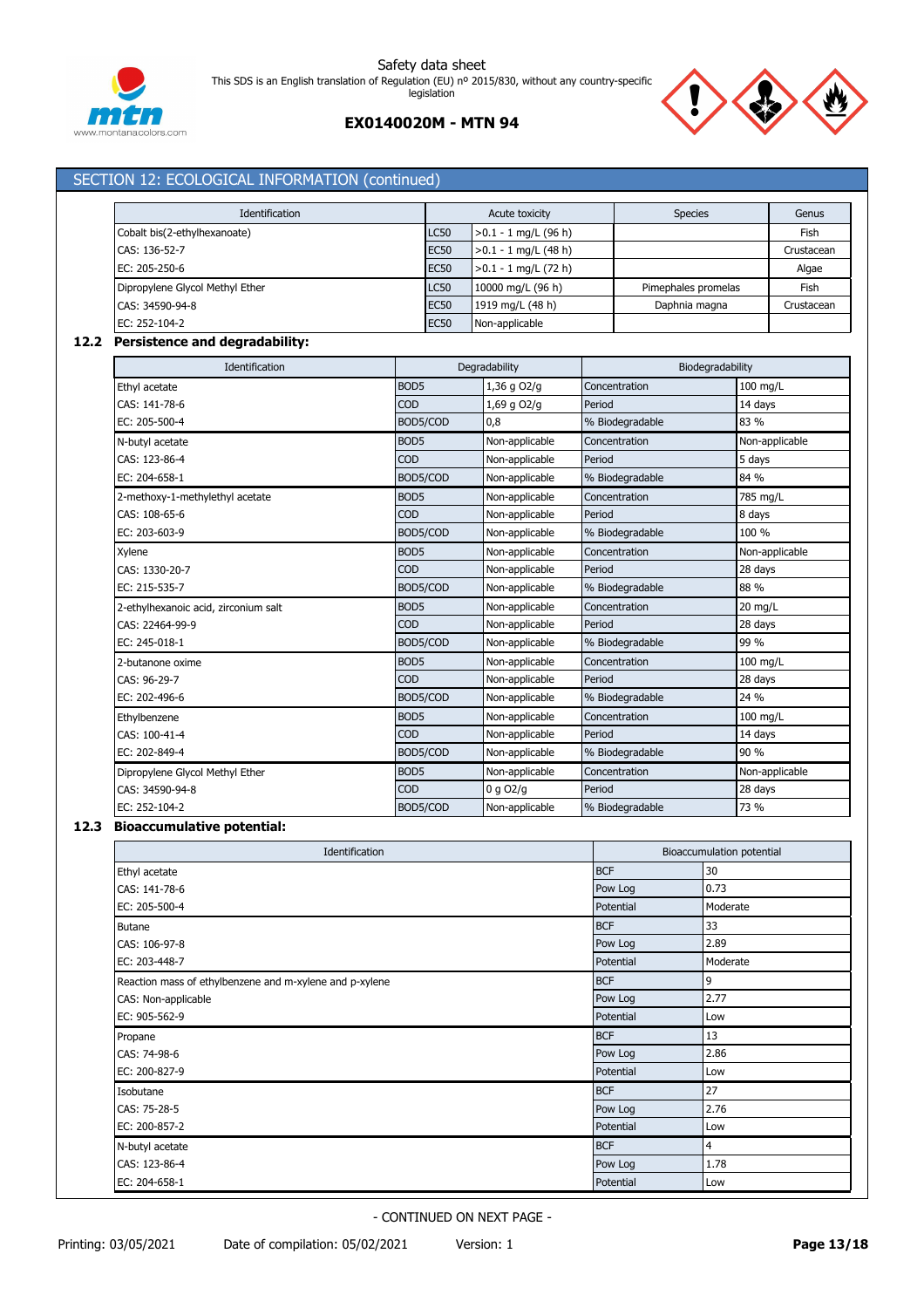## SECTION 12: ECOLOGICAL INFORMATION (continued)

| Identification | Acute toxicity | | Species | Genus |
|---|---|---|---|---|
| Cobalt bis(2-ethylhexanoate) | LC50 | >0.1 - 1 mg/L (96 h) | | Fish |
| CAS: 136-52-7 | EC50 | >0.1 - 1 mg/L (48 h) | | Crustacean |
| EC: 205-250-6 | EC50 | >0.1 - 1 mg/L (72 h) | | Algae |
| Dipropylene Glycol Methyl Ether | LC50 | 10000 mg/L (96 h) | Pimephales promelas | Fish |
| CAS: 34590-94-8 | EC50 | 1919 mg/L (48 h) | Daphnia magna | Crustacean |
| EC: 252-104-2 | EC50 | Non-applicable | | |

### 12.2 Persistence and degradability:

| Identification | Degradability | | Biodegradability | |
|---|---|---|---|---|
| Ethyl acetate | BOD5 | 1,36 g O2/g | Concentration | 100 mg/L |
| CAS: 141-78-6 | COD | 1,69 g O2/g | Period | 14 days |
| EC: 205-500-4 | BOD5/COD | 0,8 | % Biodegradable | 83 % |
| N-butyl acetate | BOD5 | Non-applicable | Concentration | Non-applicable |
| CAS: 123-86-4 | COD | Non-applicable | Period | 5 days |
| EC: 204-658-1 | BOD5/COD | Non-applicable | % Biodegradable | 84 % |
| 2-methoxy-1-methylethyl acetate | BOD5 | Non-applicable | Concentration | 785 mg/L |
| CAS: 108-65-6 | COD | Non-applicable | Period | 8 days |
| EC: 203-603-9 | BOD5/COD | Non-applicable | % Biodegradable | 100 % |
| Xylene | BOD5 | Non-applicable | Concentration | Non-applicable |
| CAS: 1330-20-7 | COD | Non-applicable | Period | 28 days |
| EC: 215-535-7 | BOD5/COD | Non-applicable | % Biodegradable | 88 % |
| 2-ethylhexanoic acid, zirconium salt | BOD5 | Non-applicable | Concentration | 20 mg/L |
| CAS: 22464-99-9 | COD | Non-applicable | Period | 28 days |
| EC: 245-018-1 | BOD5/COD | Non-applicable | % Biodegradable | 99 % |
| 2-butanone oxime | BOD5 | Non-applicable | Concentration | 100 mg/L |
| CAS: 96-29-7 | COD | Non-applicable | Period | 28 days |
| EC: 202-496-6 | BOD5/COD | Non-applicable | % Biodegradable | 24 % |
| Ethylbenzene | BOD5 | Non-applicable | Concentration | 100 mg/L |
| CAS: 100-41-4 | COD | Non-applicable | Period | 14 days |
| EC: 202-849-4 | BOD5/COD | Non-applicable | % Biodegradable | 90 % |
| Dipropylene Glycol Methyl Ether | BOD5 | Non-applicable | Concentration | Non-applicable |
| CAS: 34590-94-8 | COD | 0 g O2/g | Period | 28 days |
| EC: 252-104-2 | BOD5/COD | Non-applicable | % Biodegradable | 73 % |

### 12.3 Bioaccumulative potential:

| Identification | Bioaccumulation potential | |
|---|---|---|
| Ethyl acetate | BCF | 30 |
| CAS: 141-78-6 | Pow Log | 0.73 |
| EC: 205-500-4 | Potential | Moderate |
| Butane | BCF | 33 |
| CAS: 106-97-8 | Pow Log | 2.89 |
| EC: 203-448-7 | Potential | Moderate |
| Reaction mass of ethylbenzene and m-xylene and p-xylene | BCF | 9 |
| CAS: Non-applicable | Pow Log | 2.77 |
| EC: 905-562-9 | Potential | Low |
| Propane | BCF | 13 |
| CAS: 74-98-6 | Pow Log | 2.86 |
| EC: 200-827-9 | Potential | Low |
| Isobutane | BCF | 27 |
| CAS: 75-28-5 | Pow Log | 2.76 |
| EC: 200-857-2 | Potential | Low |
| N-butyl acetate | BCF | 4 |
| CAS: 123-86-4 | Pow Log | 1.78 |
| EC: 204-658-1 | Potential | Low |

- CONTINUED ON NEXT PAGE -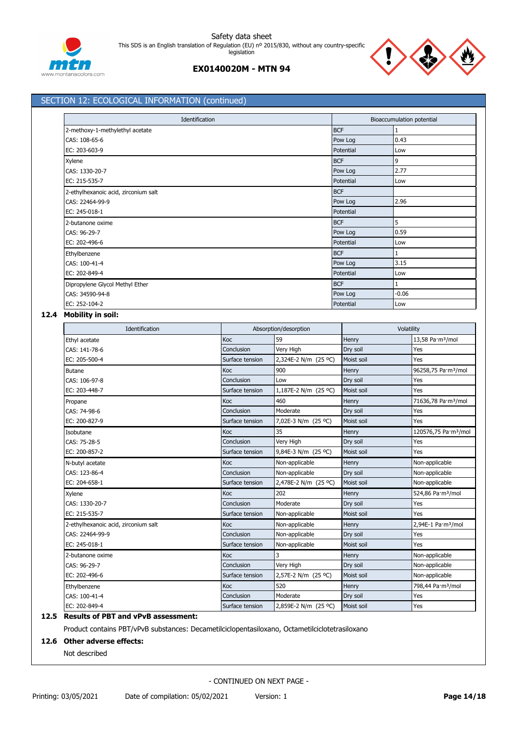## SECTION 12: ECOLOGICAL INFORMATION (continued)

| Identification | Bioaccumulation potential | |
|---|---|---|
| 2-methoxy-1-methylethyl acetate | BCF | 1 |
| CAS: 108-65-6 | Pow Log | 0.43 |
| EC: 203-603-9 | Potential | Low |
| Xylene | BCF | 9 |
| CAS: 1330-20-7 | Pow Log | 2.77 |
| EC: 215-535-7 | Potential | Low |
| 2-ethylhexanoic acid, zirconium salt | BCF | |
| CAS: 22464-99-9 | Pow Log | 2.96 |
| EC: 245-018-1 | Potential | |
| 2-butanone oxime | BCF | 5 |
| CAS: 96-29-7 | Pow Log | 0.59 |
| EC: 202-496-6 | Potential | Low |
| Ethylbenzene | BCF | 1 |
| CAS: 100-41-4 | Pow Log | 3.15 |
| EC: 202-849-4 | Potential | Low |
| Dipropylene Glycol Methyl Ether | BCF | 1 |
| CAS: 34590-94-8 | Pow Log | -0.06 |
| EC: 252-104-2 | Potential | Low |

### 12.4 Mobility in soil:

| Identification | Absorption/desorption | | Volatility | |
|---|---|---|---|---|
| Ethyl acetate | Koc | 59 | Henry | 13,58 Pa·m³/mol |
| CAS: 141-78-6 | Conclusion | Very High | Dry soil | Yes |
| EC: 205-500-4 | Surface tension | 2,324E-2 N/m (25 ºC) | Moist soil | Yes |
| Butane | Koc | 900 | Henry | 96258,75 Pa·m³/mol |
| CAS: 106-97-8 | Conclusion | Low | Dry soil | Yes |
| EC: 203-448-7 | Surface tension | 1,187E-2 N/m (25 ºC) | Moist soil | Yes |
| Propane | Koc | 460 | Henry | 71636,78 Pa·m³/mol |
| CAS: 74-98-6 | Conclusion | Moderate | Dry soil | Yes |
| EC: 200-827-9 | Surface tension | 7,02E-3 N/m (25 ºC) | Moist soil | Yes |
| Isobutane | Koc | 35 | Henry | 120576,75 Pa·m³/mol |
| CAS: 75-28-5 | Conclusion | Very High | Dry soil | Yes |
| EC: 200-857-2 | Surface tension | 9,84E-3 N/m (25 ºC) | Moist soil | Yes |
| N-butyl acetate | Koc | Non-applicable | Henry | Non-applicable |
| CAS: 123-86-4 | Conclusion | Non-applicable | Dry soil | Non-applicable |
| EC: 204-658-1 | Surface tension | 2,478E-2 N/m (25 ºC) | Moist soil | Non-applicable |
| Xylene | Koc | 202 | Henry | 524,86 Pa·m³/mol |
| CAS: 1330-20-7 | Conclusion | Moderate | Dry soil | Yes |
| EC: 215-535-7 | Surface tension | Non-applicable | Moist soil | Yes |
| 2-ethylhexanoic acid, zirconium salt | Koc | Non-applicable | Henry | 2,94E-1 Pa·m³/mol |
| CAS: 22464-99-9 | Conclusion | Non-applicable | Dry soil | Yes |
| EC: 245-018-1 | Surface tension | Non-applicable | Moist soil | Yes |
| 2-butanone oxime | Koc | 3 | Henry | Non-applicable |
| CAS: 96-29-7 | Conclusion | Very High | Dry soil | Non-applicable |
| EC: 202-496-6 | Surface tension | 2,57E-2 N/m (25 ºC) | Moist soil | Non-applicable |
| Ethylbenzene | Koc | 520 | Henry | 798,44 Pa·m³/mol |
| CAS: 100-41-4 | Conclusion | Moderate | Dry soil | Yes |
| EC: 202-849-4 | Surface tension | 2,859E-2 N/m (25 ºC) | Moist soil | Yes |

### 12.5 Results of PBT and vPvB assessment:

Product contains PBT/vPvB substances: Decametilciclopentasiloxano, Octametilciclotetrasiloxano

### 12.6 Other adverse effects:

Not described

- CONTINUED ON NEXT PAGE -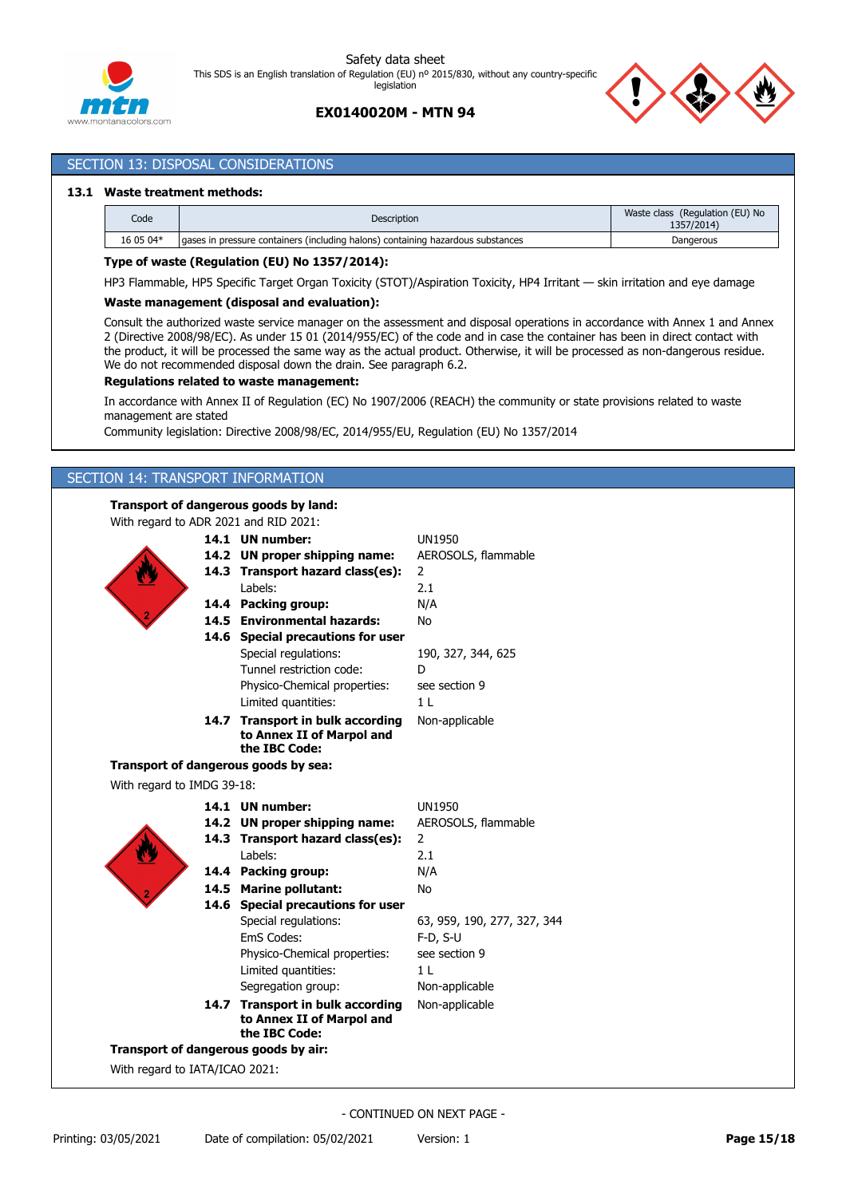## SECTION 13: DISPOSAL CONSIDERATIONS

### 13.1 Waste treatment methods:

| Code | Description | Waste class (Regulation (EU) No 1357/2014) |
|---|---|---|
| 16 05 04* | gases in pressure containers (including halons) containing hazardous substances | Dangerous |

**Type of waste (Regulation (EU) No 1357/2014):**

HP3 Flammable, HP5 Specific Target Organ Toxicity (STOT)/Aspiration Toxicity, HP4 Irritant — skin irritation and eye damage

**Waste management (disposal and evaluation):**

Consult the authorized waste service manager on the assessment and disposal operations in accordance with Annex 1 and Annex 2 (Directive 2008/98/EC). As under 15 01 (2014/955/EC) of the code and in case the container has been in direct contact with the product, it will be processed the same way as the actual product. Otherwise, it will be processed as non-dangerous residue. We do not recommended disposal down the drain. See paragraph 6.2.

**Regulations related to waste management:**

In accordance with Annex II of Regulation (EC) No 1907/2006 (REACH) the community or state provisions related to waste management are stated

Community legislation: Directive 2008/98/EC, 2014/955/EU, Regulation (EU) No 1357/2014

## SECTION 14: TRANSPORT INFORMATION

**Transport of dangerous goods by land:**

With regard to ADR 2021 and RID 2021:

- **14.1 UN number:** UN1950
- **14.2 UN proper shipping name:** AEROSOLS, flammable
- **14.3 Transport hazard class(es):** 2
  - Labels: 2.1
- **14.4 Packing group:** N/A
- **14.5 Environmental hazards:** No
- **14.6 Special precautions for user**
  - Special regulations: 190, 327, 344, 625
  - Tunnel restriction code: D
  - Physico-Chemical properties: see section 9
  - Limited quantities: 1 L
- **14.7 Transport in bulk according to Annex II of Marpol and the IBC Code:** Non-applicable

**Transport of dangerous goods by sea:**

With regard to IMDG 39-18:

- **14.1 UN number:** UN1950
- **14.2 UN proper shipping name:** AEROSOLS, flammable
- **14.3 Transport hazard class(es):** 2
  - Labels: 2.1
- **14.4 Packing group:** N/A
- **14.5 Marine pollutant:** No
- **14.6 Special precautions for user**
  - Special regulations: 63, 959, 190, 277, 327, 344
  - EmS Codes: F-D, S-U
  - Physico-Chemical properties: see section 9
  - Limited quantities: 1 L
  - Segregation group: Non-applicable
- **14.7 Transport in bulk according to Annex II of Marpol and the IBC Code:** Non-applicable

**Transport of dangerous goods by air:**

With regard to IATA/ICAO 2021:

- CONTINUED ON NEXT PAGE -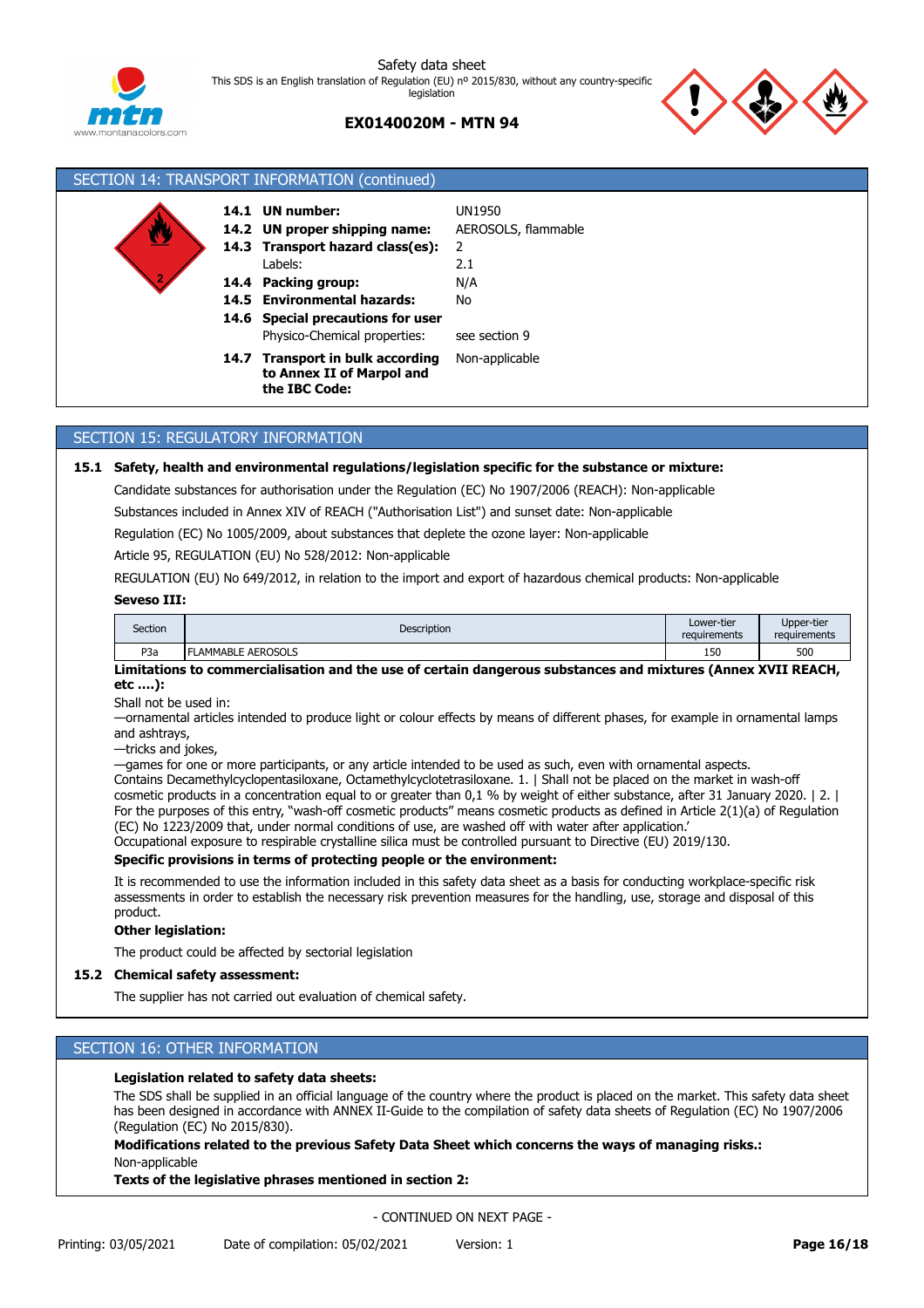## SECTION 14: TRANSPORT INFORMATION (continued)

**14.1 UN number:** UN1950

**14.2 UN proper shipping name:** AEROSOLS, flammable

**14.3 Transport hazard class(es):** 2

Labels: 2.1

**14.4 Packing group:** N/A

**14.5 Environmental hazards:** No

**14.6 Special precautions for user**

Physico-Chemical properties: see section 9

**14.7 Transport in bulk according to Annex II of Marpol and the IBC Code:** Non-applicable

## SECTION 15: REGULATORY INFORMATION

### 15.1 Safety, health and environmental regulations/legislation specific for the substance or mixture:

Candidate substances for authorisation under the Regulation (EC) No 1907/2006 (REACH): Non-applicable

Substances included in Annex XIV of REACH ("Authorisation List") and sunset date: Non-applicable

Regulation (EC) No 1005/2009, about substances that deplete the ozone layer: Non-applicable

Article 95, REGULATION (EU) No 528/2012: Non-applicable

REGULATION (EU) No 649/2012, in relation to the import and export of hazardous chemical products: Non-applicable

**Seveso III:**

| Section | Description | Lower-tier requirements | Upper-tier requirements |
|---|---|---|---|
| P3a | FLAMMABLE AEROSOLS | 150 | 500 |

**Limitations to commercialisation and the use of certain dangerous substances and mixtures (Annex XVII REACH, etc ….):**

Shall not be used in:
—ornamental articles intended to produce light or colour effects by means of different phases, for example in ornamental lamps and ashtrays,
—tricks and jokes,
—games for one or more participants, or any article intended to be used as such, even with ornamental aspects.
Contains Decamethylcyclopentasiloxane, Octamethylcyclotetrasiloxane. 1. | Shall not be placed on the market in wash-off cosmetic products in a concentration equal to or greater than 0,1 % by weight of either substance, after 31 January 2020. | 2. | For the purposes of this entry, "wash-off cosmetic products" means cosmetic products as defined in Article 2(1)(a) of Regulation (EC) No 1223/2009 that, under normal conditions of use, are washed off with water after application.'
Occupational exposure to respirable crystalline silica must be controlled pursuant to Directive (EU) 2019/130.

**Specific provisions in terms of protecting people or the environment:**

It is recommended to use the information included in this safety data sheet as a basis for conducting workplace-specific risk assessments in order to establish the necessary risk prevention measures for the handling, use, storage and disposal of this product.

**Other legislation:**

The product could be affected by sectorial legislation

### 15.2 Chemical safety assessment:

The supplier has not carried out evaluation of chemical safety.

## SECTION 16: OTHER INFORMATION

**Legislation related to safety data sheets:**

The SDS shall be supplied in an official language of the country where the product is placed on the market. This safety data sheet has been designed in accordance with ANNEX II-Guide to the compilation of safety data sheets of Regulation (EC) No 1907/2006 (Regulation (EC) No 2015/830).

**Modifications related to the previous Safety Data Sheet which concerns the ways of managing risks.:**

Non-applicable

**Texts of the legislative phrases mentioned in section 2:**

- CONTINUED ON NEXT PAGE -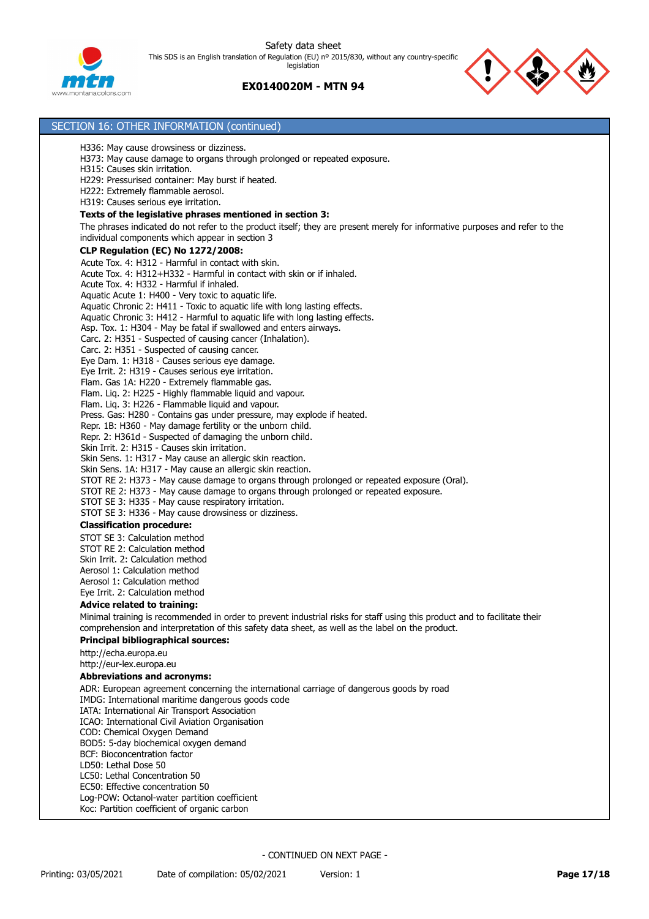## SECTION 16: OTHER INFORMATION (continued)

H336: May cause drowsiness or dizziness.
H373: May cause damage to organs through prolonged or repeated exposure.
H315: Causes skin irritation.
H229: Pressurised container: May burst if heated.
H222: Extremely flammable aerosol.
H319: Causes serious eye irritation.

**Texts of the legislative phrases mentioned in section 3:**

The phrases indicated do not refer to the product itself; they are present merely for informative purposes and refer to the individual components which appear in section 3

**CLP Regulation (EC) No 1272/2008:**

Acute Tox. 4: H312 - Harmful in contact with skin.
Acute Tox. 4: H312+H332 - Harmful in contact with skin or if inhaled.
Acute Tox. 4: H332 - Harmful if inhaled.
Aquatic Acute 1: H400 - Very toxic to aquatic life.
Aquatic Chronic 2: H411 - Toxic to aquatic life with long lasting effects.
Aquatic Chronic 3: H412 - Harmful to aquatic life with long lasting effects.
Asp. Tox. 1: H304 - May be fatal if swallowed and enters airways.
Carc. 2: H351 - Suspected of causing cancer (Inhalation).
Carc. 2: H351 - Suspected of causing cancer.
Eye Dam. 1: H318 - Causes serious eye damage.
Eye Irrit. 2: H319 - Causes serious eye irritation.
Flam. Gas 1A: H220 - Extremely flammable gas.
Flam. Liq. 2: H225 - Highly flammable liquid and vapour.
Flam. Liq. 3: H226 - Flammable liquid and vapour.
Press. Gas: H280 - Contains gas under pressure, may explode if heated.
Repr. 1B: H360 - May damage fertility or the unborn child.
Repr. 2: H361d - Suspected of damaging the unborn child.
Skin Irrit. 2: H315 - Causes skin irritation.
Skin Sens. 1: H317 - May cause an allergic skin reaction.
Skin Sens. 1A: H317 - May cause an allergic skin reaction.
STOT RE 2: H373 - May cause damage to organs through prolonged or repeated exposure (Oral).
STOT RE 2: H373 - May cause damage to organs through prolonged or repeated exposure.
STOT SE 3: H335 - May cause respiratory irritation.
STOT SE 3: H336 - May cause drowsiness or dizziness.

**Classification procedure:**

STOT SE 3: Calculation method
STOT RE 2: Calculation method
Skin Irrit. 2: Calculation method
Aerosol 1: Calculation method
Aerosol 1: Calculation method
Eye Irrit. 2: Calculation method

**Advice related to training:**

Minimal training is recommended in order to prevent industrial risks for staff using this product and to facilitate their comprehension and interpretation of this safety data sheet, as well as the label on the product.

**Principal bibliographical sources:**

http://echa.europa.eu
http://eur-lex.europa.eu

**Abbreviations and acronyms:**

ADR: European agreement concerning the international carriage of dangerous goods by road
IMDG: International maritime dangerous goods code
IATA: International Air Transport Association
ICAO: International Civil Aviation Organisation
COD: Chemical Oxygen Demand
BOD5: 5-day biochemical oxygen demand
BCF: Bioconcentration factor
LD50: Lethal Dose 50
LC50: Lethal Concentration 50
EC50: Effective concentration 50
Log-POW: Octanol-water partition coefficient
Koc: Partition coefficient of organic carbon

- CONTINUED ON NEXT PAGE -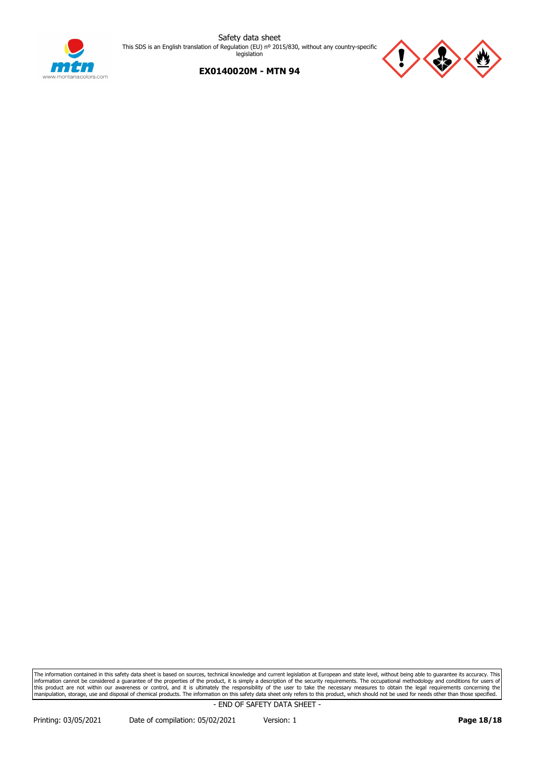The information contained in this safety data sheet is based on sources, technical knowledge and current legislation at European and state level, without being able to guarantee its accuracy. This information cannot be considered a guarantee of the properties of the product, it is simply a description of the security requirements. The occupational methodology and conditions for users of this product are not within our awareness or control, and it is ultimately the responsibility of the user to take the necessary measures to obtain the legal requirements concerning the manipulation, storage, use and disposal of chemical products. The information on this safety data sheet only refers to this product, which should not be used for needs other than those specified.

- END OF SAFETY DATA SHEET -